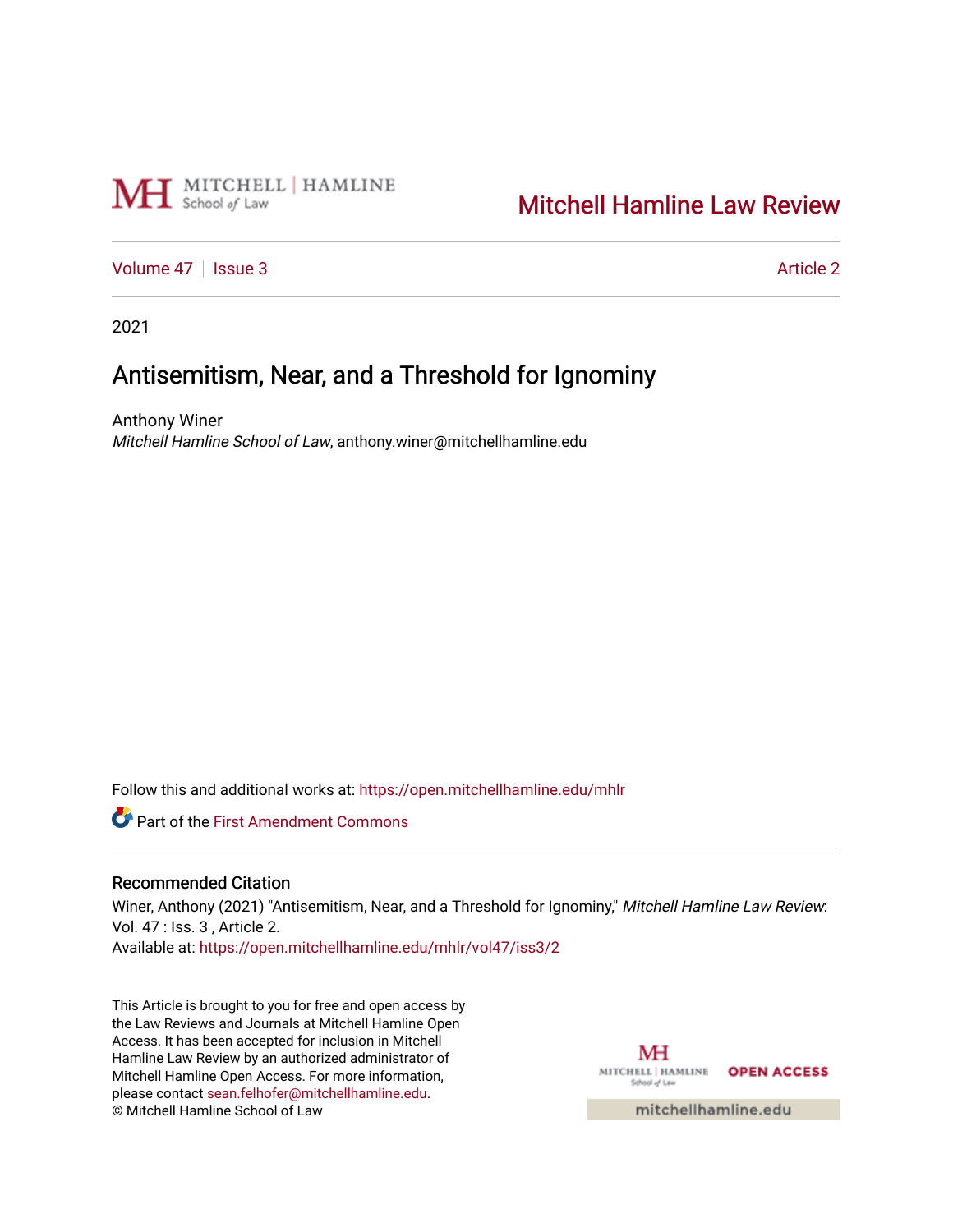Mitchell Hamline Law Review

Volume 47 | Issue 3 | Article 2

2021

# Antisemitism, Near, and a Threshold for Ignominy

Anthony Winer
*Mitchell Hamline School of Law*, anthony.winer@mitchellhamline.edu

Follow this and additional works at: https://open.mitchellhamline.edu/mhlr

Part of the First Amendment Commons

## Recommended Citation

Winer, Anthony (2021) "Antisemitism, Near, and a Threshold for Ignominy," *Mitchell Hamline Law Review*: Vol. 47 : Iss. 3 , Article 2.
Available at: https://open.mitchellhamline.edu/mhlr/vol47/iss3/2

This Article is brought to you for free and open access by the Law Reviews and Journals at Mitchell Hamline Open Access. It has been accepted for inclusion in Mitchell Hamline Law Review by an authorized administrator of Mitchell Hamline Open Access. For more information, please contact sean.felhofer@mitchellhamline.edu.
© Mitchell Hamline School of Law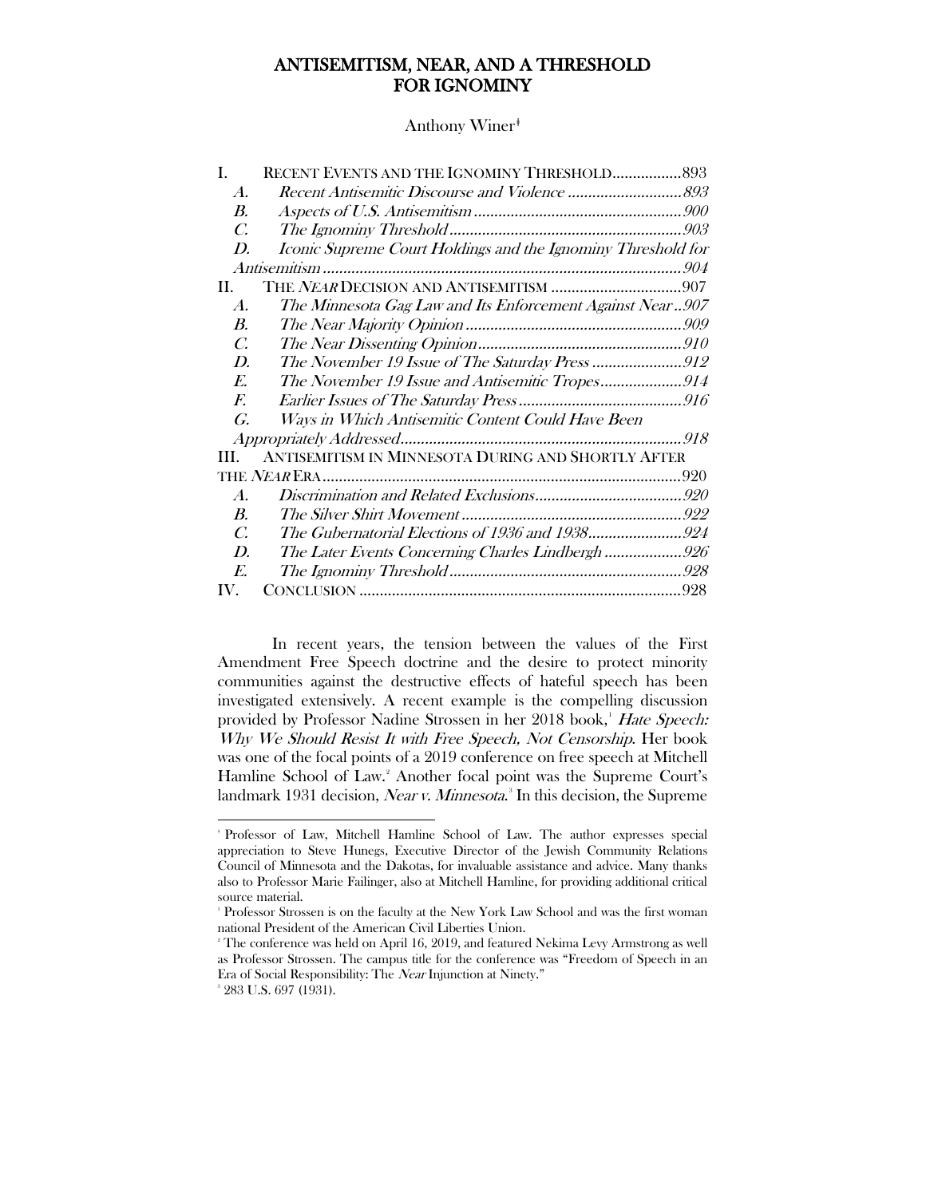# ANTISEMITISM, NEAR, AND A THRESHOLD FOR IGNOMINY

Anthony Winer[ǂ]

| | | |
|---|---|---|
| I. | RECENT EVENTS AND THE IGNOMINY THRESHOLD | 893 |
| *A.* | *Recent Antisemitic Discourse and Violence* | *893* |
| *B.* | *Aspects of U.S. Antisemitism* | *900* |
| *C.* | *The Ignominy Threshold* | *903* |
| *D.* | *Iconic Supreme Court Holdings and the Ignominy Threshold for Antisemitism* | *904* |
| II. | THE *NEAR* DECISION AND ANTISEMITISM | 907 |
| *A.* | *The Minnesota Gag Law and Its Enforcement Against Near* | *907* |
| *B.* | *The Near Majority Opinion* | *909* |
| *C.* | *The Near Dissenting Opinion* | *910* |
| *D.* | *The November 19 Issue of The Saturday Press* | *912* |
| *E.* | *The November 19 Issue and Antisemitic Tropes* | *914* |
| *F.* | *Earlier Issues of The Saturday Press* | *916* |
| *G.* | *Ways in Which Antisemitic Content Could Have Been Appropriately Addressed* | *918* |
| III. | ANTISEMITISM IN MINNESOTA DURING AND SHORTLY AFTER THE *NEAR* ERA | 920 |
| *A.* | *Discrimination and Related Exclusions* | *920* |
| *B.* | *The Silver Shirt Movement* | *922* |
| *C.* | *The Gubernatorial Elections of 1936 and 1938* | *924* |
| *D.* | *The Later Events Concerning Charles Lindbergh* | *926* |
| *E.* | *The Ignominy Threshold* | *928* |
| IV. | CONCLUSION | 928 |

In recent years, the tension between the values of the First Amendment Free Speech doctrine and the desire to protect minority communities against the destructive effects of hateful speech has been investigated extensively. A recent example is the compelling discussion provided by Professor Nadine Strossen in her 2018 book,[1] *Hate Speech: Why We Should Resist It with Free Speech, Not Censorship*. Her book was one of the focal points of a 2019 conference on free speech at Mitchell Hamline School of Law.[2] Another focal point was the Supreme Court's landmark 1931 decision, *Near v. Minnesota*.[3] In this decision, the Supreme

---

[ǂ] Professor of Law, Mitchell Hamline School of Law. The author expresses special appreciation to Steve Hunegs, Executive Director of the Jewish Community Relations Council of Minnesota and the Dakotas, for invaluable assistance and advice. Many thanks also to Professor Marie Failinger, also at Mitchell Hamline, for providing additional critical source material.

[1] Professor Strossen is on the faculty at the New York Law School and was the first woman national President of the American Civil Liberties Union.

[2] The conference was held on April 16, 2019, and featured Nekima Levy Armstrong as well as Professor Strossen. The campus title for the conference was "Freedom of Speech in an Era of Social Responsibility: The *Near* Injunction at Ninety."

[3] 283 U.S. 697 (1931).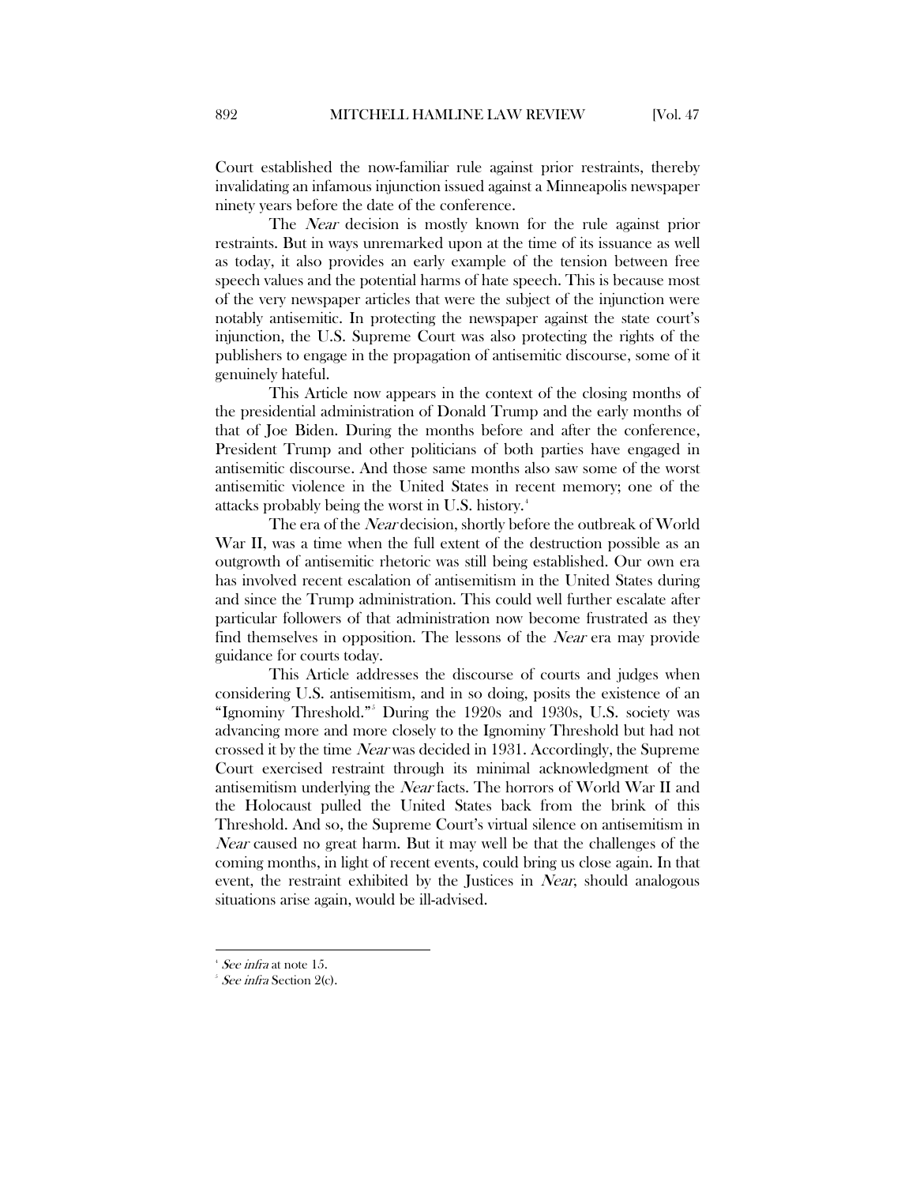Court established the now-familiar rule against prior restraints, thereby invalidating an infamous injunction issued against a Minneapolis newspaper ninety years before the date of the conference.

The *Near* decision is mostly known for the rule against prior restraints. But in ways unremarked upon at the time of its issuance as well as today, it also provides an early example of the tension between free speech values and the potential harms of hate speech. This is because most of the very newspaper articles that were the subject of the injunction were notably antisemitic. In protecting the newspaper against the state court's injunction, the U.S. Supreme Court was also protecting the rights of the publishers to engage in the propagation of antisemitic discourse, some of it genuinely hateful.

This Article now appears in the context of the closing months of the presidential administration of Donald Trump and the early months of that of Joe Biden. During the months before and after the conference, President Trump and other politicians of both parties have engaged in antisemitic discourse. And those same months also saw some of the worst antisemitic violence in the United States in recent memory; one of the attacks probably being the worst in U.S. history.[4]

The era of the *Near* decision, shortly before the outbreak of World War II, was a time when the full extent of the destruction possible as an outgrowth of antisemitic rhetoric was still being established. Our own era has involved recent escalation of antisemitism in the United States during and since the Trump administration. This could well further escalate after particular followers of that administration now become frustrated as they find themselves in opposition. The lessons of the *Near* era may provide guidance for courts today.

This Article addresses the discourse of courts and judges when considering U.S. antisemitism, and in so doing, posits the existence of an "Ignominy Threshold."[5] During the 1920s and 1930s, U.S. society was advancing more and more closely to the Ignominy Threshold but had not crossed it by the time *Near* was decided in 1931. Accordingly, the Supreme Court exercised restraint through its minimal acknowledgment of the antisemitism underlying the *Near* facts. The horrors of World War II and the Holocaust pulled the United States back from the brink of this Threshold. And so, the Supreme Court's virtual silence on antisemitism in *Near* caused no great harm. But it may well be that the challenges of the coming months, in light of recent events, could bring us close again. In that event, the restraint exhibited by the Justices in *Near*, should analogous situations arise again, would be ill-advised.

---

[4] *See infra* at note 15.

[5] *See infra* Section 2(c).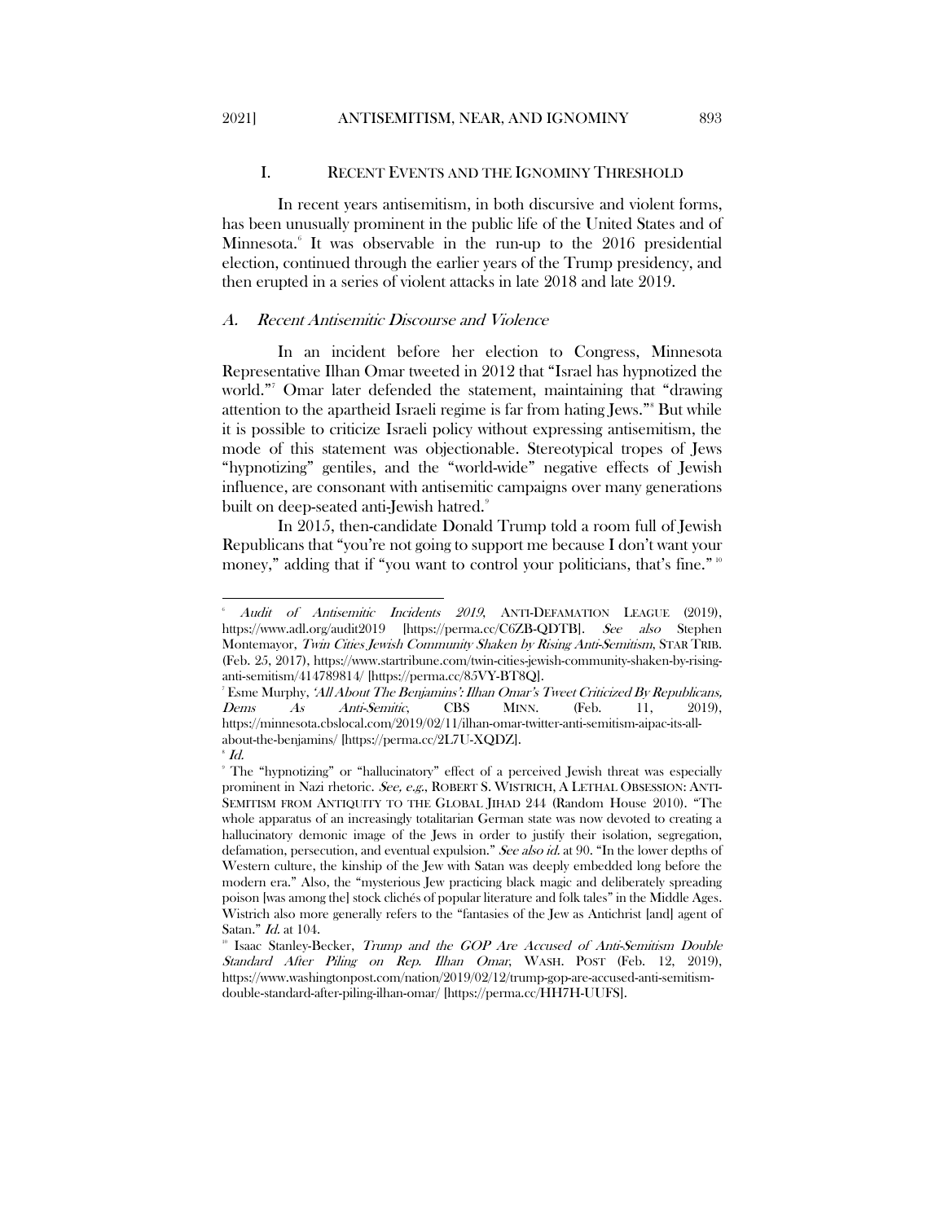## I. RECENT EVENTS AND THE IGNOMINY THRESHOLD

In recent years antisemitism, in both discursive and violent forms, has been unusually prominent in the public life of the United States and of Minnesota.[6] It was observable in the run-up to the 2016 presidential election, continued through the earlier years of the Trump presidency, and then erupted in a series of violent attacks in late 2018 and late 2019.

### *A. Recent Antisemitic Discourse and Violence*

In an incident before her election to Congress, Minnesota Representative Ilhan Omar tweeted in 2012 that "Israel has hypnotized the world."[7] Omar later defended the statement, maintaining that "drawing attention to the apartheid Israeli regime is far from hating Jews."[8] But while it is possible to criticize Israeli policy without expressing antisemitism, the mode of this statement was objectionable. Stereotypical tropes of Jews "hypnotizing" gentiles, and the "world-wide" negative effects of Jewish influence, are consonant with antisemitic campaigns over many generations built on deep-seated anti-Jewish hatred.[9]

In 2015, then-candidate Donald Trump told a room full of Jewish Republicans that "you're not going to support me because I don't want your money," adding that if "you want to control your politicians, that's fine."[10]

---

[6] *Audit of Antisemitic Incidents 2019*, ANTI-DEFAMATION LEAGUE (2019), https://www.adl.org/audit2019 [https://perma.cc/C6ZB-QDTB]. *See also* Stephen Montemayor, *Twin Cities Jewish Community Shaken by Rising Anti-Semitism*, STAR TRIB. (Feb. 25, 2017), https://www.startribune.com/twin-cities-jewish-community-shaken-by-rising-anti-semitism/414789814/ [https://perma.cc/85VY-BT8Q].

[7] Esme Murphy, *'All About The Benjamins': Ilhan Omar's Tweet Criticized By Republicans, Dems As Anti-Semitic*, CBS MINN. (Feb. 11, 2019), https://minnesota.cbslocal.com/2019/02/11/ilhan-omar-twitter-anti-semitism-aipac-its-all-about-the-benjamins/ [https://perma.cc/2L7U-XQDZ].

[8] *Id.*

[9] The "hypnotizing" or "hallucinatory" effect of a perceived Jewish threat was especially prominent in Nazi rhetoric. *See, e.g.*, ROBERT S. WISTRICH, A LETHAL OBSESSION: ANTI-SEMITISM FROM ANTIQUITY TO THE GLOBAL JIHAD 244 (Random House 2010). "The whole apparatus of an increasingly totalitarian German state was now devoted to creating a hallucinatory demonic image of the Jews in order to justify their isolation, segregation, defamation, persecution, and eventual expulsion." *See also id.* at 90. "In the lower depths of Western culture, the kinship of the Jew with Satan was deeply embedded long before the modern era." Also, the "mysterious Jew practicing black magic and deliberately spreading poison [was among the] stock clichés of popular literature and folk tales" in the Middle Ages. Wistrich also more generally refers to the "fantasies of the Jew as Antichrist [and] agent of Satan." *Id.* at 104.

[10] Isaac Stanley-Becker, *Trump and the GOP Are Accused of Anti-Semitism Double Standard After Piling on Rep. Ilhan Omar*, WASH. POST (Feb. 12, 2019), https://www.washingtonpost.com/nation/2019/02/12/trump-gop-are-accused-anti-semitism-double-standard-after-piling-ilhan-omar/ [https://perma.cc/HH7H-UUFS].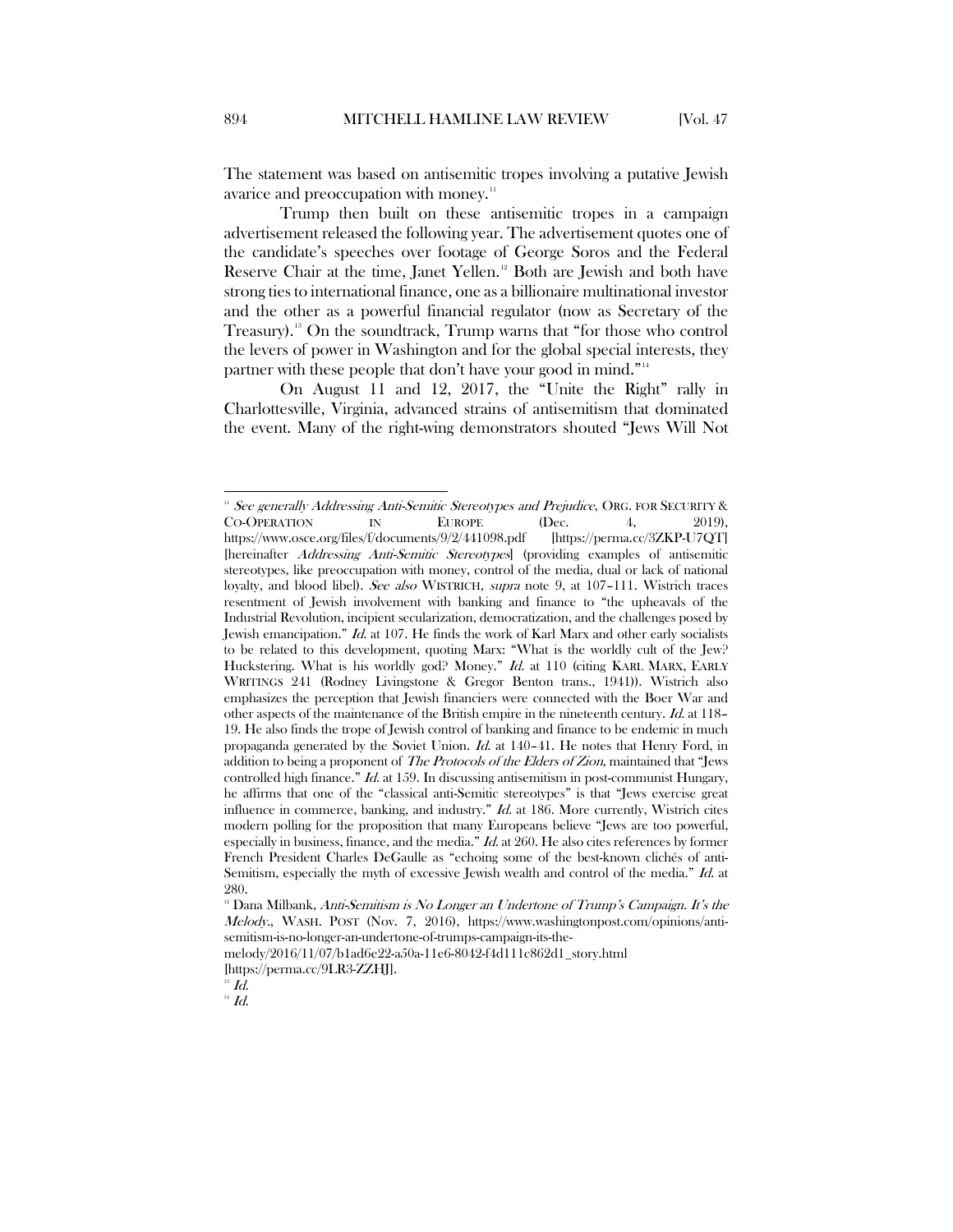The statement was based on antisemitic tropes involving a putative Jewish avarice and preoccupation with money.[11]

Trump then built on these antisemitic tropes in a campaign advertisement released the following year. The advertisement quotes one of the candidate's speeches over footage of George Soros and the Federal Reserve Chair at the time, Janet Yellen.[12] Both are Jewish and both have strong ties to international finance, one as a billionaire multinational investor and the other as a powerful financial regulator (now as Secretary of the Treasury).[13] On the soundtrack, Trump warns that "for those who control the levers of power in Washington and for the global special interests, they partner with these people that don't have your good in mind."[14]

On August 11 and 12, 2017, the "Unite the Right" rally in Charlottesville, Virginia, advanced strains of antisemitism that dominated the event. Many of the right-wing demonstrators shouted "Jews Will Not

---

[11] *See generally Addressing Anti-Semitic Stereotypes and Prejudice*, ORG. FOR SECURITY & CO-OPERATION IN EUROPE (Dec. 4, 2019), https://www.osce.org/files/f/documents/9/2/441098.pdf [https://perma.cc/3ZKP-U7QT] [hereinafter *Addressing Anti-Semitic Stereotypes*] (providing examples of antisemitic stereotypes, like preoccupation with money, control of the media, dual or lack of national loyalty, and blood libel). *See also* WISTRICH, *supra* note 9, at 107–111. Wistrich traces resentment of Jewish involvement with banking and finance to "the upheavals of the Industrial Revolution, incipient secularization, democratization, and the challenges posed by Jewish emancipation." *Id.* at 107. He finds the work of Karl Marx and other early socialists to be related to this development, quoting Marx: "What is the worldly cult of the Jew? Huckstering. What is his worldly god? Money." *Id.* at 110 (citing KARL MARX, EARLY WRITINGS 241 (Rodney Livingstone & Gregor Benton trans., 1941)). Wistrich also emphasizes the perception that Jewish financiers were connected with the Boer War and other aspects of the maintenance of the British empire in the nineteenth century. *Id.* at 118–19. He also finds the trope of Jewish control of banking and finance to be endemic in much propaganda generated by the Soviet Union. *Id.* at 140–41. He notes that Henry Ford, in addition to being a proponent of *The Protocols of the Elders of Zion*, maintained that "Jews controlled high finance." *Id.* at 159. In discussing antisemitism in post-communist Hungary, he affirms that one of the "classical anti-Semitic stereotypes" is that "Jews exercise great influence in commerce, banking, and industry." *Id.* at 186. More currently, Wistrich cites modern polling for the proposition that many Europeans believe "Jews are too powerful, especially in business, finance, and the media." *Id.* at 260. He also cites references by former French President Charles DeGaulle as "echoing some of the best-known clichés of anti-Semitism, especially the myth of excessive Jewish wealth and control of the media." *Id.* at 280.

[12] Dana Milbank, *Anti-Semitism is No Longer an Undertone of Trump's Campaign. It's the Melody.*, WASH. POST (Nov. 7, 2016), https://www.washingtonpost.com/opinions/anti-semitism-is-no-longer-an-undertone-of-trumps-campaign-its-the-melody/2016/11/07/b1ad6e22-a50a-11e6-8042-f4d111c862d1_story.html [https://perma.cc/9LR3-ZZHJ].

[13] *Id.*

[14] *Id.*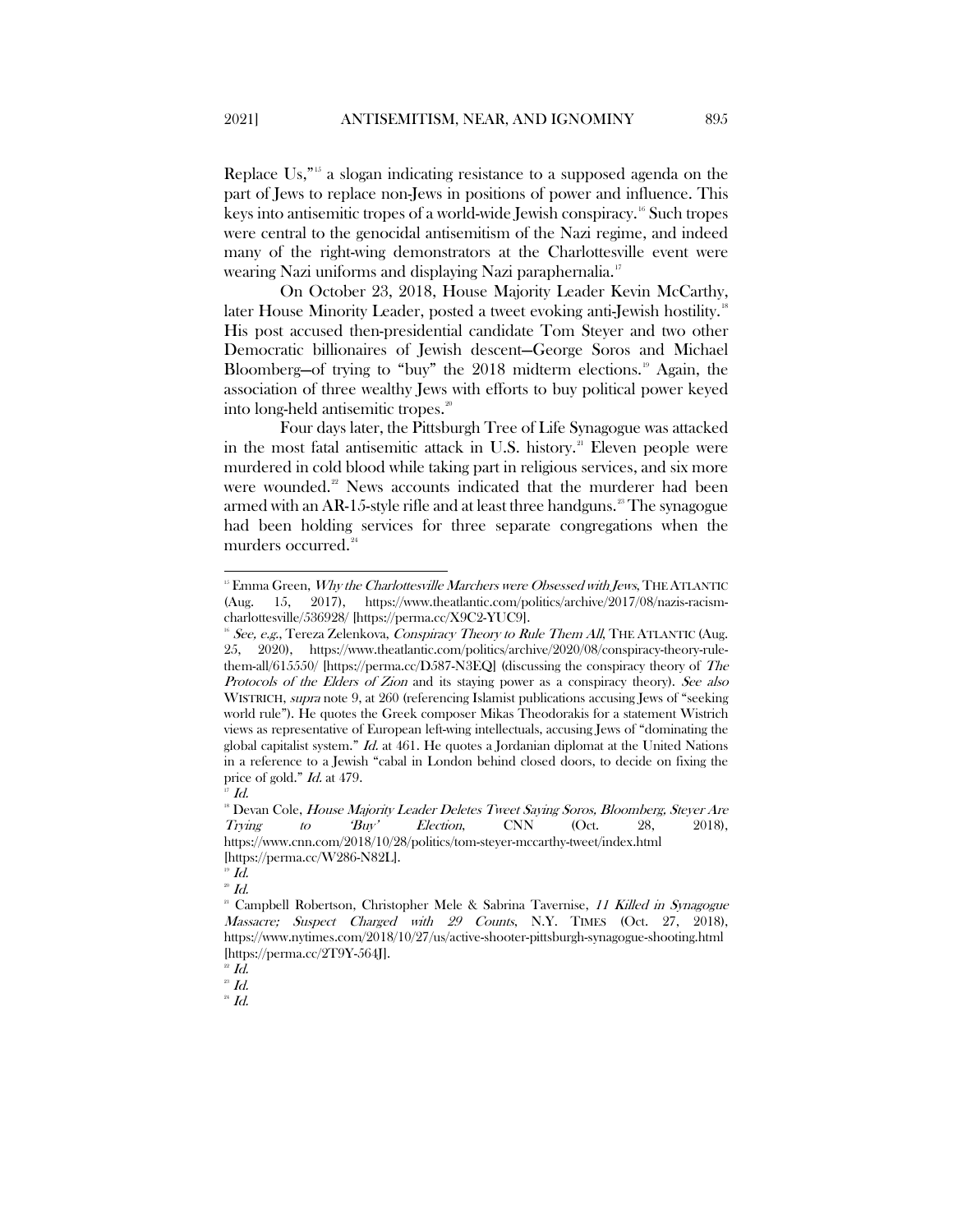Replace Us,"[15] a slogan indicating resistance to a supposed agenda on the part of Jews to replace non-Jews in positions of power and influence. This keys into antisemitic tropes of a world-wide Jewish conspiracy.[16] Such tropes were central to the genocidal antisemitism of the Nazi regime, and indeed many of the right-wing demonstrators at the Charlottesville event were wearing Nazi uniforms and displaying Nazi paraphernalia.[17]

On October 23, 2018, House Majority Leader Kevin McCarthy, later House Minority Leader, posted a tweet evoking anti-Jewish hostility.[18] His post accused then-presidential candidate Tom Steyer and two other Democratic billionaires of Jewish descent—George Soros and Michael Bloomberg—of trying to "buy" the 2018 midterm elections.[19] Again, the association of three wealthy Jews with efforts to buy political power keyed into long-held antisemitic tropes.[20]

Four days later, the Pittsburgh Tree of Life Synagogue was attacked in the most fatal antisemitic attack in U.S. history.[21] Eleven people were murdered in cold blood while taking part in religious services, and six more were wounded.[22] News accounts indicated that the murderer had been armed with an AR-15-style rifle and at least three handguns.[23] The synagogue had been holding services for three separate congregations when the murders occurred.[24]

---

[15] Emma Green, *Why the Charlottesville Marchers were Obsessed with Jews*, THE ATLANTIC (Aug. 15, 2017), https://www.theatlantic.com/politics/archive/2017/08/nazis-racism-charlottesville/536928/ [https://perma.cc/X9C2-YUC9].

[16] *See, e.g.*, Tereza Zelenkova, *Conspiracy Theory to Rule Them All*, THE ATLANTIC (Aug. 25, 2020), https://www.theatlantic.com/politics/archive/2020/08/conspiracy-theory-rule-them-all/615550/ [https://perma.cc/D587-N3EQ] (discussing the conspiracy theory of *The Protocols of the Elders of Zion* and its staying power as a conspiracy theory). *See also* WISTRICH, *supra* note 9, at 260 (referencing Islamist publications accusing Jews of "seeking world rule"). He quotes the Greek composer Mikas Theodorakis for a statement Wistrich views as representative of European left-wing intellectuals, accusing Jews of "dominating the global capitalist system." *Id.* at 461. He quotes a Jordanian diplomat at the United Nations in a reference to a Jewish "cabal in London behind closed doors, to decide on fixing the price of gold." *Id.* at 479.

[17] *Id.*

[18] Devan Cole, *House Majority Leader Deletes Tweet Saying Soros, Bloomberg, Steyer Are Trying to 'Buy' Election*, CNN (Oct. 28, 2018), https://www.cnn.com/2018/10/28/politics/tom-steyer-mccarthy-tweet/index.html [https://perma.cc/W286-N82L].

[19] *Id.*

[20] *Id.*

[21] Campbell Robertson, Christopher Mele & Sabrina Tavernise, *11 Killed in Synagogue Massacre; Suspect Charged with 29 Counts*, N.Y. TIMES (Oct. 27, 2018), https://www.nytimes.com/2018/10/27/us/active-shooter-pittsburgh-synagogue-shooting.html [https://perma.cc/2T9Y-564J].

[22] *Id.*

[23] *Id.*

[24] *Id.*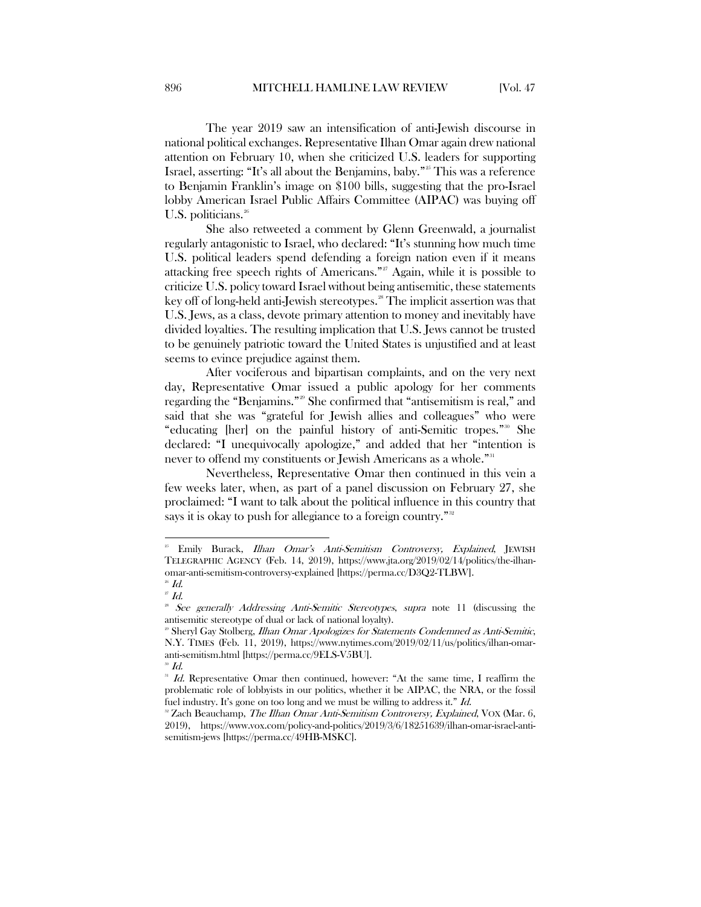The year 2019 saw an intensification of anti-Jewish discourse in national political exchanges. Representative Ilhan Omar again drew national attention on February 10, when she criticized U.S. leaders for supporting Israel, asserting: "It's all about the Benjamins, baby."[25] This was a reference to Benjamin Franklin's image on $100 bills, suggesting that the pro-Israel lobby American Israel Public Affairs Committee (AIPAC) was buying off U.S. politicians.[26]

She also retweeted a comment by Glenn Greenwald, a journalist regularly antagonistic to Israel, who declared: "It's stunning how much time U.S. political leaders spend defending a foreign nation even if it means attacking free speech rights of Americans."[27] Again, while it is possible to criticize U.S. policy toward Israel without being antisemitic, these statements key off of long-held anti-Jewish stereotypes.[28] The implicit assertion was that U.S. Jews, as a class, devote primary attention to money and inevitably have divided loyalties. The resulting implication that U.S. Jews cannot be trusted to be genuinely patriotic toward the United States is unjustified and at least seems to evince prejudice against them.

After vociferous and bipartisan complaints, and on the very next day, Representative Omar issued a public apology for her comments regarding the "Benjamins."[29] She confirmed that "antisemitism is real," and said that she was "grateful for Jewish allies and colleagues" who were "educating [her] on the painful history of anti-Semitic tropes."[30] She declared: "I unequivocally apologize," and added that her "intention is never to offend my constituents or Jewish Americans as a whole."[31]

Nevertheless, Representative Omar then continued in this vein a few weeks later, when, as part of a panel discussion on February 27, she proclaimed: "I want to talk about the political influence in this country that says it is okay to push for allegiance to a foreign country."[32]

---

[25] Emily Burack, *Ilhan Omar's Anti-Semitism Controversy, Explained*, JEWISH TELEGRAPHIC AGENCY (Feb. 14, 2019), https://www.jta.org/2019/02/14/politics/the-ilhan-omar-anti-semitism-controversy-explained [https://perma.cc/D3Q2-TLBW].

[26] *Id.*

[27] *Id.*

[28] *See generally Addressing Anti-Semitic Stereotypes*, *supra* note 11 (discussing the antisemitic stereotype of dual or lack of national loyalty).

[29] Sheryl Gay Stolberg, *Ilhan Omar Apologizes for Statements Condemned as Anti-Semitic*, N.Y. TIMES (Feb. 11, 2019), https://www.nytimes.com/2019/02/11/us/politics/ilhan-omar-anti-semitism.html [https://perma.cc/9ELS-V5BU].

[30] *Id.*

[31] *Id.* Representative Omar then continued, however: "At the same time, I reaffirm the problematic role of lobbyists in our politics, whether it be AIPAC, the NRA, or the fossil fuel industry. It's gone on too long and we must be willing to address it." *Id.*

[32] Zach Beauchamp, *The Ilhan Omar Anti-Semitism Controversy, Explained*, VOX (Mar. 6, 2019), https://www.vox.com/policy-and-politics/2019/3/6/18251639/ilhan-omar-israel-anti-semitism-jews [https://perma.cc/49HB-MSKC].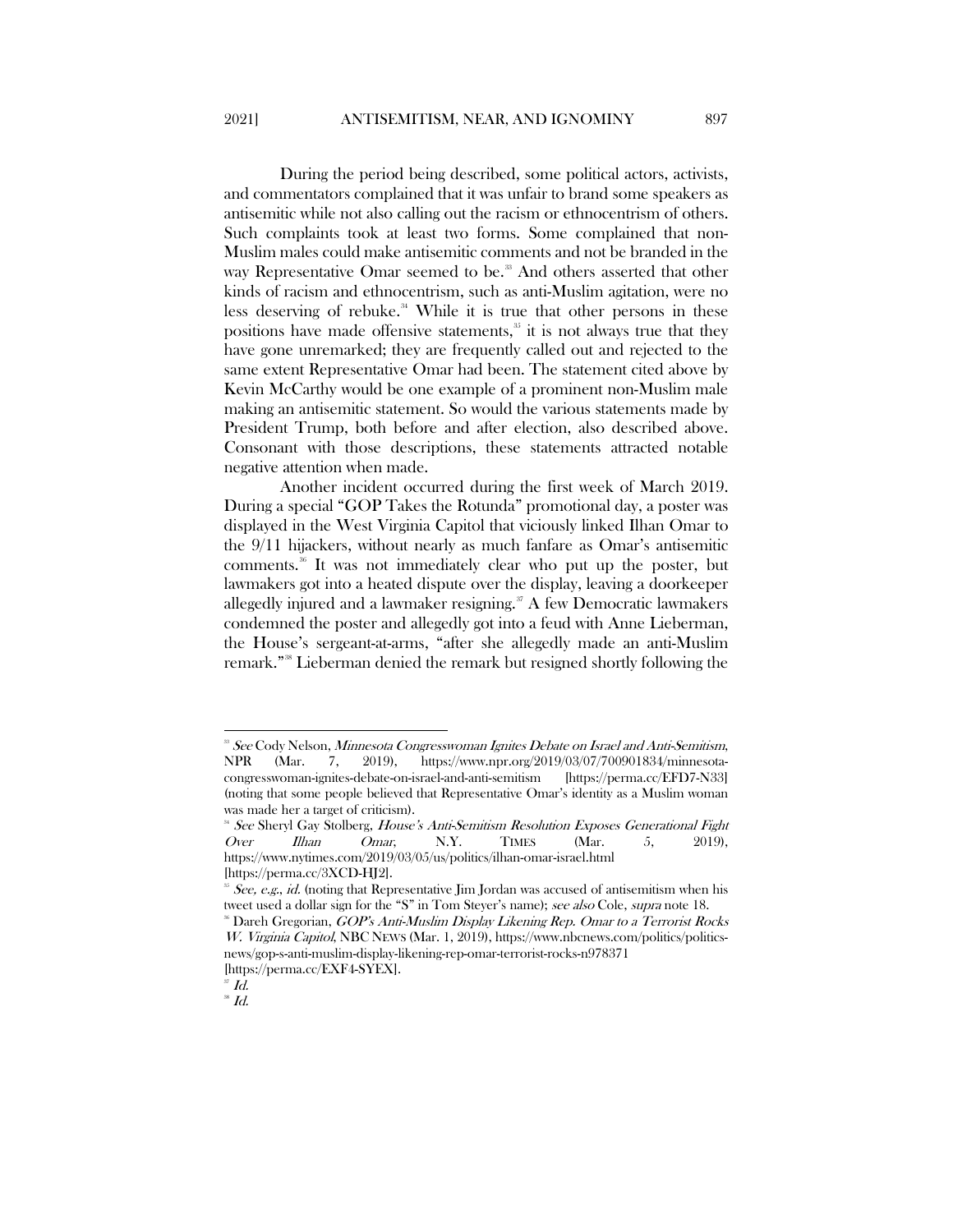During the period being described, some political actors, activists, and commentators complained that it was unfair to brand some speakers as antisemitic while not also calling out the racism or ethnocentrism of others. Such complaints took at least two forms. Some complained that non-Muslim males could make antisemitic comments and not be branded in the way Representative Omar seemed to be.[33] And others asserted that other kinds of racism and ethnocentrism, such as anti-Muslim agitation, were no less deserving of rebuke.[34] While it is true that other persons in these positions have made offensive statements,[35] it is not always true that they have gone unremarked; they are frequently called out and rejected to the same extent Representative Omar had been. The statement cited above by Kevin McCarthy would be one example of a prominent non-Muslim male making an antisemitic statement. So would the various statements made by President Trump, both before and after election, also described above. Consonant with those descriptions, these statements attracted notable negative attention when made.

Another incident occurred during the first week of March 2019. During a special "GOP Takes the Rotunda" promotional day, a poster was displayed in the West Virginia Capitol that viciously linked Ilhan Omar to the 9/11 hijackers, without nearly as much fanfare as Omar's antisemitic comments.[36] It was not immediately clear who put up the poster, but lawmakers got into a heated dispute over the display, leaving a doorkeeper allegedly injured and a lawmaker resigning.[37] A few Democratic lawmakers condemned the poster and allegedly got into a feud with Anne Lieberman, the House's sergeant-at-arms, "after she allegedly made an anti-Muslim remark."[38] Lieberman denied the remark but resigned shortly following the

---

[33] *See* Cody Nelson, *Minnesota Congresswoman Ignites Debate on Israel and Anti-Semitism*, NPR (Mar. 7, 2019), https://www.npr.org/2019/03/07/700901834/minnesota-congresswoman-ignites-debate-on-israel-and-anti-semitism [https://perma.cc/EFD7-N33] (noting that some people believed that Representative Omar's identity as a Muslim woman was made her a target of criticism).

[34] *See* Sheryl Gay Stolberg, *House's Anti-Semitism Resolution Exposes Generational Fight Over Ilhan Omar*, N.Y. TIMES (Mar. 5, 2019), https://www.nytimes.com/2019/03/05/us/politics/ilhan-omar-israel.html [https://perma.cc/3XCD-HJ2].

[35] *See, e.g.*, *id.* (noting that Representative Jim Jordan was accused of antisemitism when his tweet used a dollar sign for the "S" in Tom Steyer's name); *see also* Cole, *supra* note 18.

[36] Dareh Gregorian, *GOP's Anti-Muslim Display Likening Rep. Omar to a Terrorist Rocks W. Virginia Capitol*, NBC NEWS (Mar. 1, 2019), https://www.nbcnews.com/politics/politics-news/gop-s-anti-muslim-display-likening-rep-omar-terrorist-rocks-n978371 [https://perma.cc/EXF4-SYEX].

[37] *Id.*

[38] *Id.*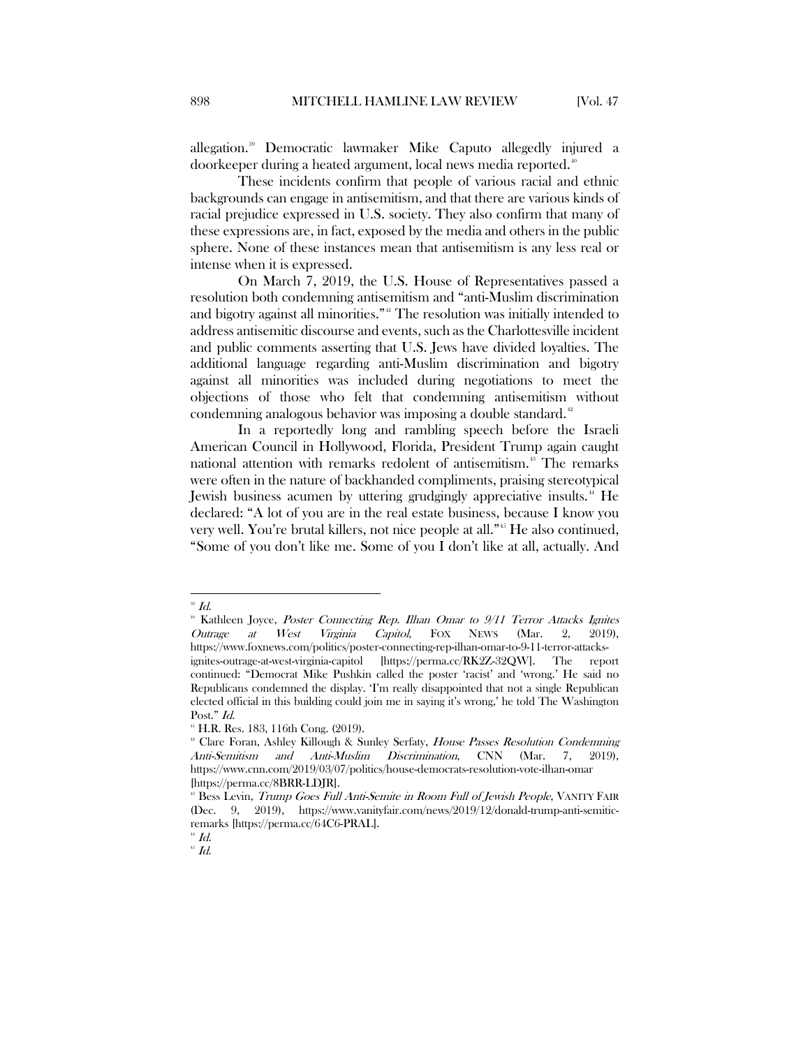allegation.[39] Democratic lawmaker Mike Caputo allegedly injured a doorkeeper during a heated argument, local news media reported.[40]

These incidents confirm that people of various racial and ethnic backgrounds can engage in antisemitism, and that there are various kinds of racial prejudice expressed in U.S. society. They also confirm that many of these expressions are, in fact, exposed by the media and others in the public sphere. None of these instances mean that antisemitism is any less real or intense when it is expressed.

On March 7, 2019, the U.S. House of Representatives passed a resolution both condemning antisemitism and "anti-Muslim discrimination and bigotry against all minorities."[41] The resolution was initially intended to address antisemitic discourse and events, such as the Charlottesville incident and public comments asserting that U.S. Jews have divided loyalties. The additional language regarding anti-Muslim discrimination and bigotry against all minorities was included during negotiations to meet the objections of those who felt that condemning antisemitism without condemning analogous behavior was imposing a double standard.[42]

In a reportedly long and rambling speech before the Israeli American Council in Hollywood, Florida, President Trump again caught national attention with remarks redolent of antisemitism.[43] The remarks were often in the nature of backhanded compliments, praising stereotypical Jewish business acumen by uttering grudgingly appreciative insults.[44] He declared: "A lot of you are in the real estate business, because I know you very well. You're brutal killers, not nice people at all."[45] He also continued, "Some of you don't like me. Some of you I don't like at all, actually. And

---

[39] *Id.*

[40] Kathleen Joyce, *Poster Connecting Rep. Ilhan Omar to 9/11 Terror Attacks Ignites Outrage at West Virginia Capitol*, FOX NEWS (Mar. 2, 2019), https://www.foxnews.com/politics/poster-connecting-rep-ilhan-omar-to-9-11-terror-attacks-ignites-outrage-at-west-virginia-capitol [https://perma.cc/RK2Z-32QW]. The report continued: "Democrat Mike Pushkin called the poster 'racist' and 'wrong.' He said no Republicans condemned the display. 'I'm really disappointed that not a single Republican elected official in this building could join me in saying it's wrong,' he told The Washington Post." *Id.*

[41] H.R. Res. 183, 116th Cong. (2019).

[42] Clare Foran, Ashley Killough & Sunley Serfaty, *House Passes Resolution Condemning Anti-Semitism and Anti-Muslim Discrimination*, CNN (Mar. 7, 2019), https://www.cnn.com/2019/03/07/politics/house-democrats-resolution-vote-ilhan-omar [https://perma.cc/8BRR-LDJR].

[43] Bess Levin, *Trump Goes Full Anti-Semite in Room Full of Jewish People*, VANITY FAIR (Dec. 9, 2019), https://www.vanityfair.com/news/2019/12/donald-trump-anti-semitic-remarks [https://perma.cc/64C6-PRAL].

[44] *Id.*

[45] *Id.*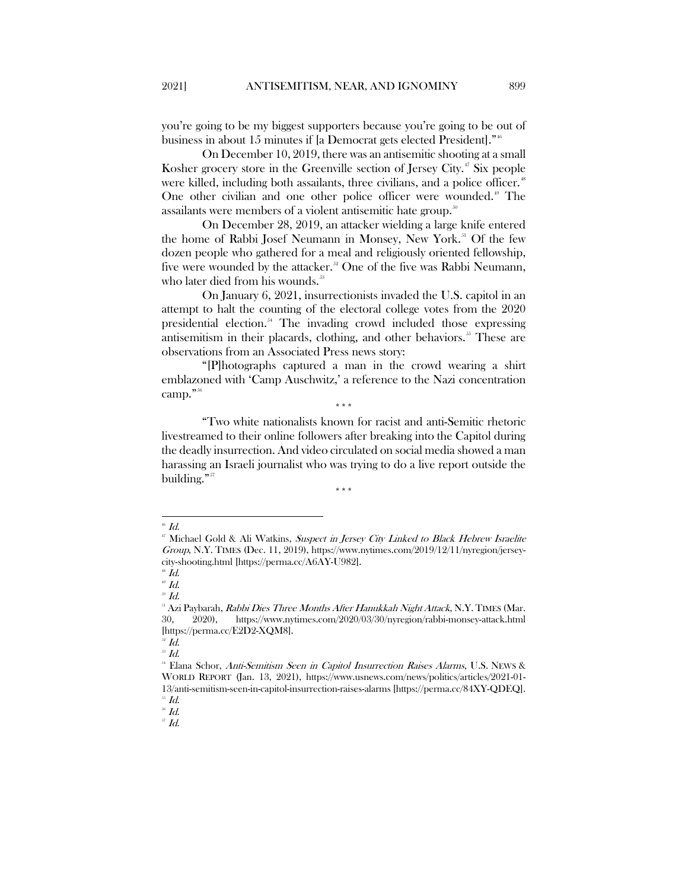you're going to be my biggest supporters because you're going to be out of business in about 15 minutes if [a Democrat gets elected President]."[46]

On December 10, 2019, there was an antisemitic shooting at a small Kosher grocery store in the Greenville section of Jersey City.[47] Six people were killed, including both assailants, three civilians, and a police officer.[48] One other civilian and one other police officer were wounded.[49] The assailants were members of a violent antisemitic hate group.[50]

On December 28, 2019, an attacker wielding a large knife entered the home of Rabbi Josef Neumann in Monsey, New York.[51] Of the few dozen people who gathered for a meal and religiously oriented fellowship, five were wounded by the attacker.[52] One of the five was Rabbi Neumann, who later died from his wounds.[53]

On January 6, 2021, insurrectionists invaded the U.S. capitol in an attempt to halt the counting of the electoral college votes from the 2020 presidential election.[54] The invading crowd included those expressing antisemitism in their placards, clothing, and other behaviors.[55] These are observations from an Associated Press news story:

"[P]hotographs captured a man in the crowd wearing a shirt emblazoned with 'Camp Auschwitz,' a reference to the Nazi concentration camp."[56]

\* \* \*

"Two white nationalists known for racist and anti-Semitic rhetoric livestreamed to their online followers after breaking into the Capitol during the deadly insurrection. And video circulated on social media showed a man harassing an Israeli journalist who was trying to do a live report outside the building."[57]

\* \* \*

---

[46] *Id.*

[47] Michael Gold & Ali Watkins, *Suspect in Jersey City Linked to Black Hebrew Israelite Group*, N.Y. TIMES (Dec. 11, 2019), https://www.nytimes.com/2019/12/11/nyregion/jersey-city-shooting.html [https://perma.cc/A6AY-U982].

[48] *Id.*

[49] *Id.*

[50] *Id.*

[51] Azi Paybarah, *Rabbi Dies Three Months After Hanukkah Night Attack*, N.Y. TIMES (Mar. 30, 2020), https://www.nytimes.com/2020/03/30/nyregion/rabbi-monsey-attack.html [https://perma.cc/E2D2-XQM8].

[52] *Id.*

[53] *Id.*

[54] Elana Schor, *Anti-Semitism Seen in Capitol Insurrection Raises Alarms*, U.S. NEWS & WORLD REPORT (Jan. 13, 2021), https://www.usnews.com/news/politics/articles/2021-01-13/anti-semitism-seen-in-capitol-insurrection-raises-alarms [https://perma.cc/84XY-QDEQ].

[55] *Id.*

[56] *Id.*

[57] *Id.*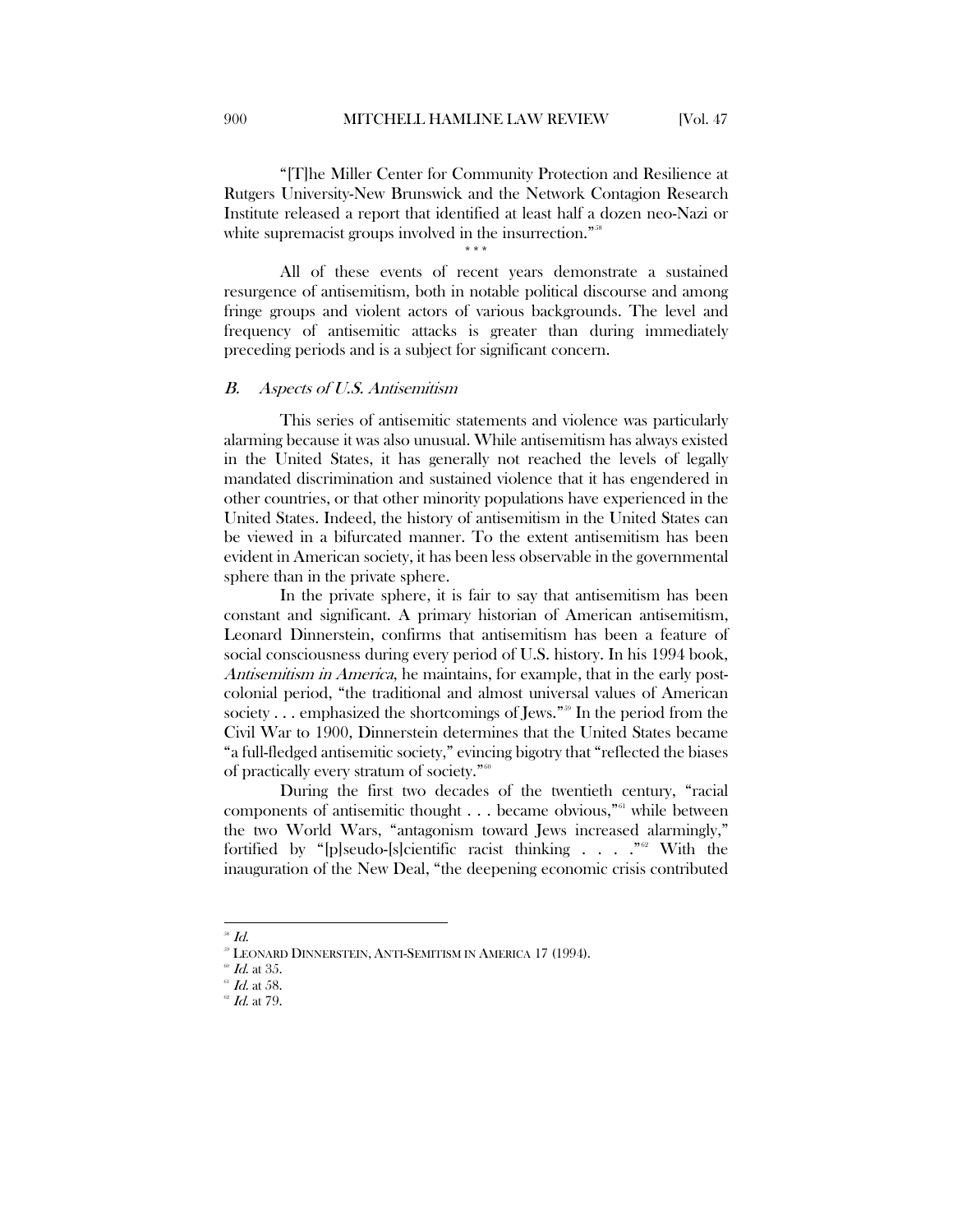"[T]he Miller Center for Community Protection and Resilience at Rutgers University-New Brunswick and the Network Contagion Research Institute released a report that identified at least half a dozen neo-Nazi or white supremacist groups involved in the insurrection."[58]

\* \* \*

All of these events of recent years demonstrate a sustained resurgence of antisemitism, both in notable political discourse and among fringe groups and violent actors of various backgrounds. The level and frequency of antisemitic attacks is greater than during immediately preceding periods and is a subject for significant concern.

### *B. Aspects of U.S. Antisemitism*

This series of antisemitic statements and violence was particularly alarming because it was also unusual. While antisemitism has always existed in the United States, it has generally not reached the levels of legally mandated discrimination and sustained violence that it has engendered in other countries, or that other minority populations have experienced in the United States. Indeed, the history of antisemitism in the United States can be viewed in a bifurcated manner. To the extent antisemitism has been evident in American society, it has been less observable in the governmental sphere than in the private sphere.

In the private sphere, it is fair to say that antisemitism has been constant and significant. A primary historian of American antisemitism, Leonard Dinnerstein, confirms that antisemitism has been a feature of social consciousness during every period of U.S. history. In his 1994 book, *Antisemitism in America*, he maintains, for example, that in the early post-colonial period, "the traditional and almost universal values of American society . . . emphasized the shortcomings of Jews."[59] In the period from the Civil War to 1900, Dinnerstein determines that the United States became "a full-fledged antisemitic society," evincing bigotry that "reflected the biases of practically every stratum of society."[60]

During the first two decades of the twentieth century, "racial components of antisemitic thought . . . became obvious,"[61] while between the two World Wars, "antagonism toward Jews increased alarmingly," fortified by "[p]seudo-[s]cientific racist thinking . . . ."[62] With the inauguration of the New Deal, "the deepening economic crisis contributed

---

[58] *Id.*

[59] LEONARD DINNERSTEIN, ANTI-SEMITISM IN AMERICA 17 (1994).

[60] *Id.* at 35.

[61] *Id.* at 58.

[62] *Id.* at 79.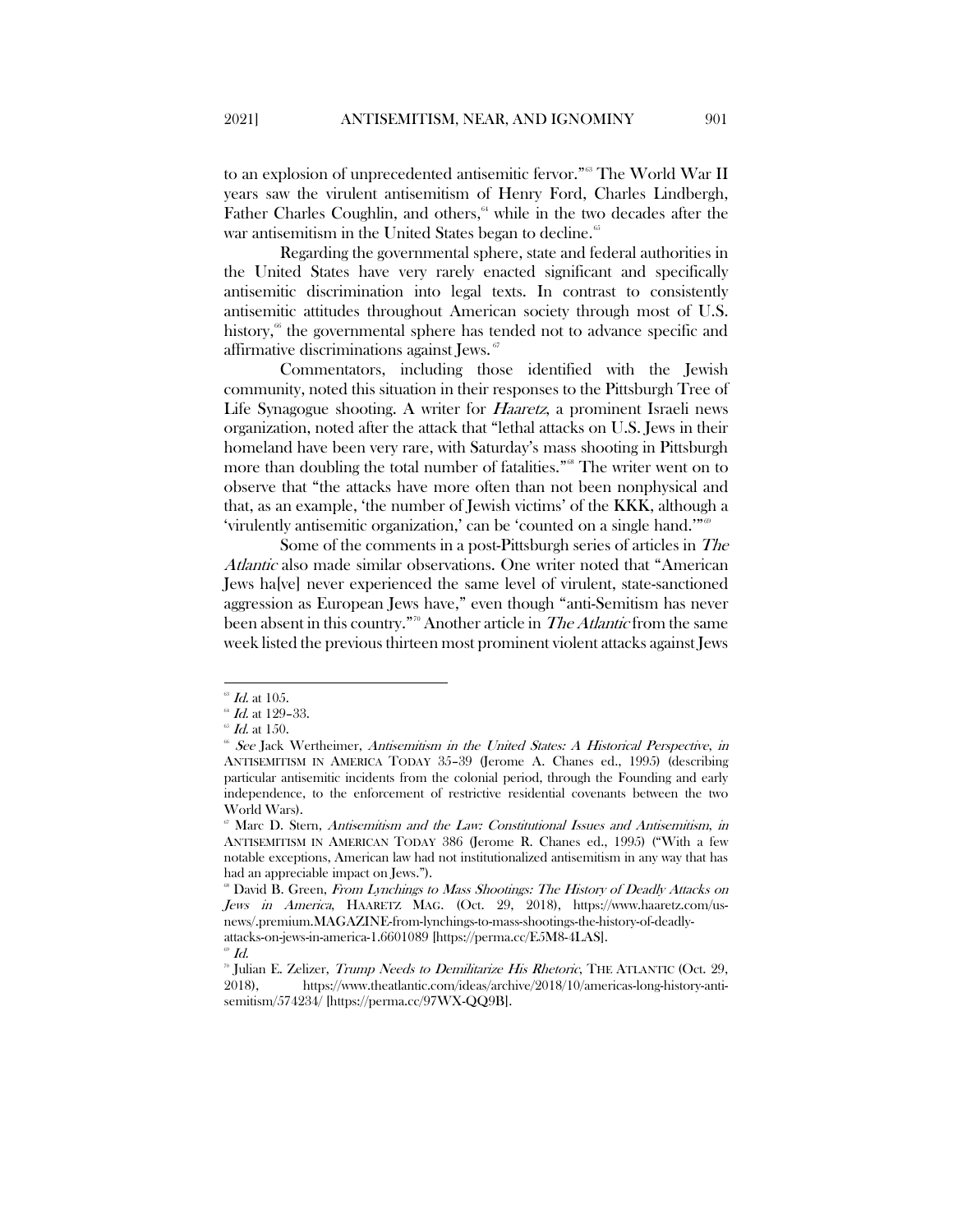to an explosion of unprecedented antisemitic fervor."[63] The World War II years saw the virulent antisemitism of Henry Ford, Charles Lindbergh, Father Charles Coughlin, and others,[64] while in the two decades after the war antisemitism in the United States began to decline.[65]

Regarding the governmental sphere, state and federal authorities in the United States have very rarely enacted significant and specifically antisemitic discrimination into legal texts. In contrast to consistently antisemitic attitudes throughout American society through most of U.S. history,[66] the governmental sphere has tended not to advance specific and affirmative discriminations against Jews.[67]

Commentators, including those identified with the Jewish community, noted this situation in their responses to the Pittsburgh Tree of Life Synagogue shooting. A writer for *Haaretz*, a prominent Israeli news organization, noted after the attack that "lethal attacks on U.S. Jews in their homeland have been very rare, with Saturday's mass shooting in Pittsburgh more than doubling the total number of fatalities."[68] The writer went on to observe that "the attacks have more often than not been nonphysical and that, as an example, 'the number of Jewish victims' of the KKK, although a 'virulently antisemitic organization,' can be 'counted on a single hand.'"[69]

Some of the comments in a post-Pittsburgh series of articles in *The Atlantic* also made similar observations. One writer noted that "American Jews ha[ve] never experienced the same level of virulent, state-sanctioned aggression as European Jews have," even though "anti-Semitism has never been absent in this country."[70] Another article in *The Atlantic* from the same week listed the previous thirteen most prominent violent attacks against Jews

---

[63] *Id.* at 105.

[64] *Id.* at 129–33.

[65] *Id.* at 150.

[66] *See* Jack Wertheimer, *Antisemitism in the United States: A Historical Perspective*, *in* ANTISEMITISM IN AMERICA TODAY 35–39 (Jerome A. Chanes ed., 1995) (describing particular antisemitic incidents from the colonial period, through the Founding and early independence, to the enforcement of restrictive residential covenants between the two World Wars).

[67] Marc D. Stern, *Antisemitism and the Law: Constitutional Issues and Antisemitism*, *in* ANTISEMITISM IN AMERICAN TODAY 386 (Jerome R. Chanes ed., 1995) ("With a few notable exceptions, American law had not institutionalized antisemitism in any way that has had an appreciable impact on Jews.").

[68] David B. Green, *From Lynchings to Mass Shootings: The History of Deadly Attacks on Jews in America*, HAARETZ MAG. (Oct. 29, 2018), https://www.haaretz.com/us-news/.premium.MAGAZINE-from-lynchings-to-mass-shootings-the-history-of-deadly-attacks-on-jews-in-america-1.6601089 [https://perma.cc/E5M8-4LAS].

[69] *Id.*

[70] Julian E. Zelizer, *Trump Needs to Demilitarize His Rhetoric*, THE ATLANTIC (Oct. 29, 2018), https://www.theatlantic.com/ideas/archive/2018/10/americas-long-history-anti-semitism/574234/ [https://perma.cc/97WX-QQ9B].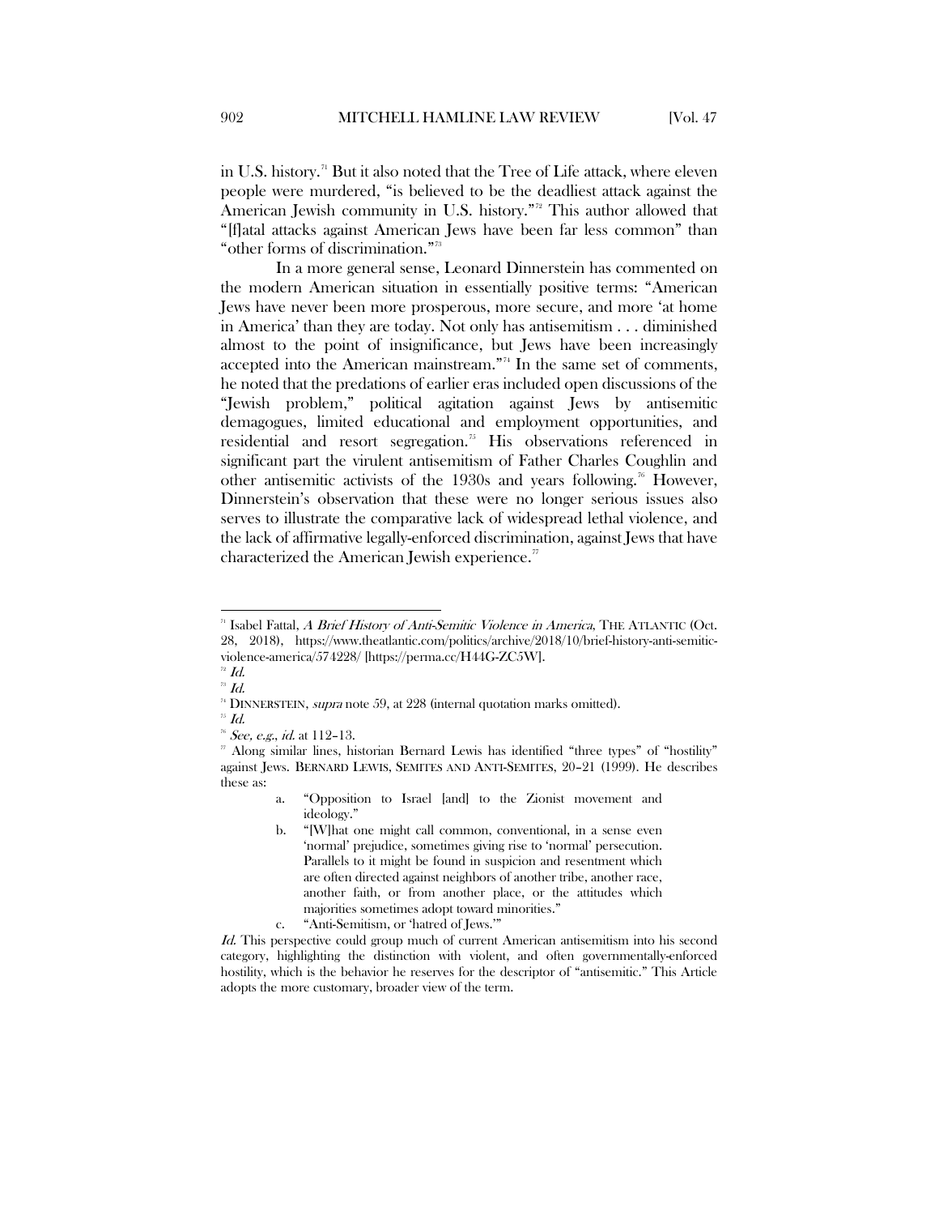in U.S. history.[71] But it also noted that the Tree of Life attack, where eleven people were murdered, "is believed to be the deadliest attack against the American Jewish community in U.S. history."[72] This author allowed that "[f]atal attacks against American Jews have been far less common" than "other forms of discrimination."[73]

In a more general sense, Leonard Dinnerstein has commented on the modern American situation in essentially positive terms: "American Jews have never been more prosperous, more secure, and more 'at home in America' than they are today. Not only has antisemitism . . . diminished almost to the point of insignificance, but Jews have been increasingly accepted into the American mainstream."[74] In the same set of comments, he noted that the predations of earlier eras included open discussions of the "Jewish problem," political agitation against Jews by antisemitic demagogues, limited educational and employment opportunities, and residential and resort segregation.[75] His observations referenced in significant part the virulent antisemitism of Father Charles Coughlin and other antisemitic activists of the 1930s and years following.[76] However, Dinnerstein's observation that these were no longer serious issues also serves to illustrate the comparative lack of widespread lethal violence, and the lack of affirmative legally-enforced discrimination, against Jews that have characterized the American Jewish experience.[77]

---

[71] Isabel Fattal, *A Brief History of Anti-Semitic Violence in America*, THE ATLANTIC (Oct. 28, 2018), https://www.theatlantic.com/politics/archive/2018/10/brief-history-anti-semitic-violence-america/574228/ [https://perma.cc/H44G-ZC5W].

[72] *Id.*

[73] *Id.*

[74] DINNERSTEIN, *supra* note 59, at 228 (internal quotation marks omitted).

[75] *Id.*

[76] *See, e.g.*, *id.* at 112–13.

[77] Along similar lines, historian Bernard Lewis has identified "three types" of "hostility" against Jews. BERNARD LEWIS, SEMITES AND ANTI-SEMITES, 20–21 (1999). He describes these as:

> a. "Opposition to Israel [and] to the Zionist movement and ideology."
>
> b. "[W]hat one might call common, conventional, in a sense even 'normal' prejudice, sometimes giving rise to 'normal' persecution. Parallels to it might be found in suspicion and resentment which are often directed against neighbors of another tribe, another race, another faith, or from another place, or the attitudes which majorities sometimes adopt toward minorities."
>
> c. "Anti-Semitism, or 'hatred of Jews.'"

*Id.* This perspective could group much of current American antisemitism into his second category, highlighting the distinction with violent, and often governmentally-enforced hostility, which is the behavior he reserves for the descriptor of "antisemitic." This Article adopts the more customary, broader view of the term.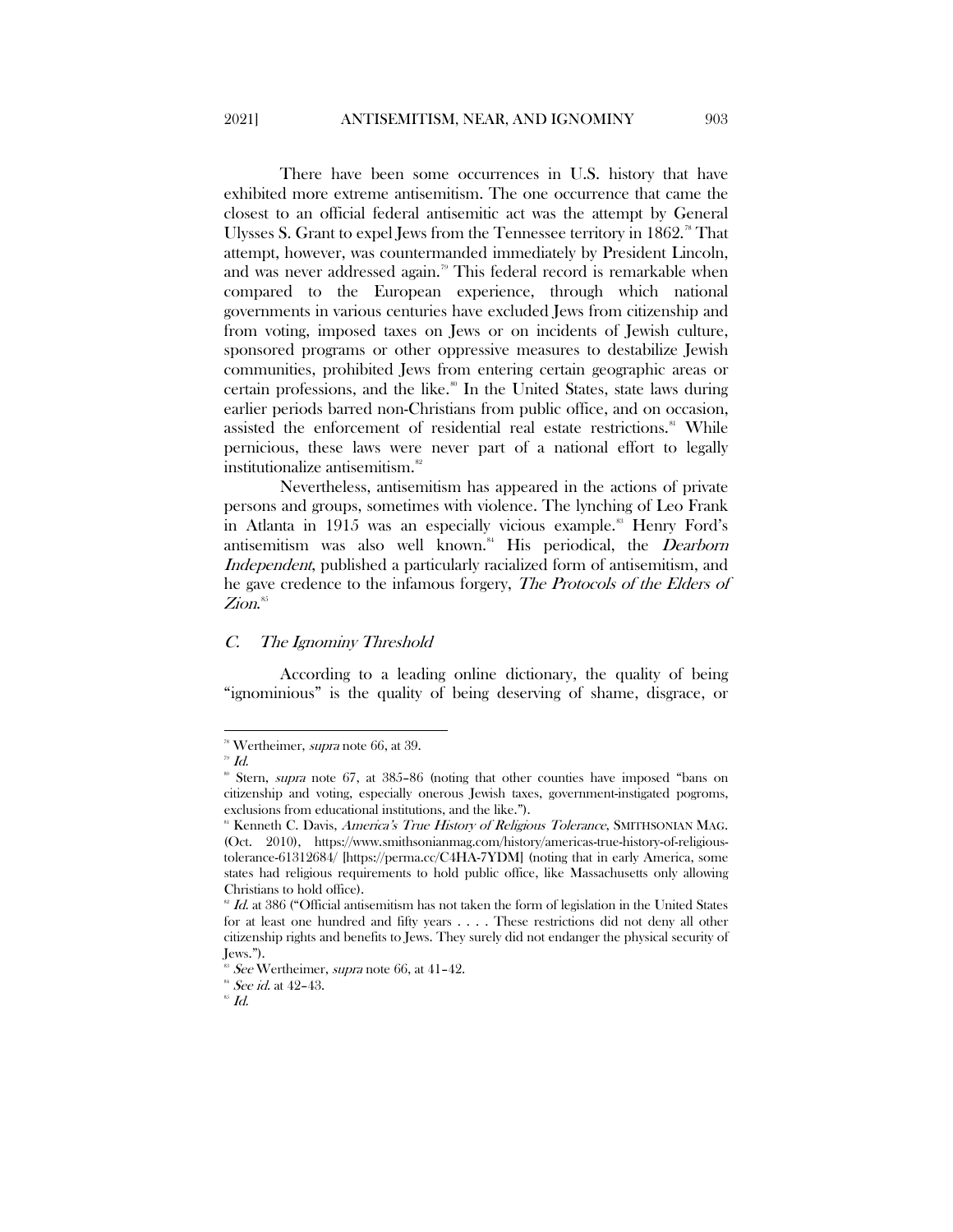There have been some occurrences in U.S. history that have exhibited more extreme antisemitism. The one occurrence that came the closest to an official federal antisemitic act was the attempt by General Ulysses S. Grant to expel Jews from the Tennessee territory in 1862.[78] That attempt, however, was countermanded immediately by President Lincoln, and was never addressed again.[79] This federal record is remarkable when compared to the European experience, through which national governments in various centuries have excluded Jews from citizenship and from voting, imposed taxes on Jews or on incidents of Jewish culture, sponsored programs or other oppressive measures to destabilize Jewish communities, prohibited Jews from entering certain geographic areas or certain professions, and the like.[80] In the United States, state laws during earlier periods barred non-Christians from public office, and on occasion, assisted the enforcement of residential real estate restrictions.[81] While pernicious, these laws were never part of a national effort to legally institutionalize antisemitism.[82]

Nevertheless, antisemitism has appeared in the actions of private persons and groups, sometimes with violence. The lynching of Leo Frank in Atlanta in 1915 was an especially vicious example.[83] Henry Ford's antisemitism was also well known.[84] His periodical, the *Dearborn Independent*, published a particularly racialized form of antisemitism, and he gave credence to the infamous forgery, *The Protocols of the Elders of Zion*.[85]

### *C. The Ignominy Threshold*

According to a leading online dictionary, the quality of being "ignominious" is the quality of being deserving of shame, disgrace, or

---

[78] Wertheimer, *supra* note 66, at 39.

[79] *Id.*

[80] Stern, *supra* note 67, at 385–86 (noting that other counties have imposed "bans on citizenship and voting, especially onerous Jewish taxes, government-instigated pogroms, exclusions from educational institutions, and the like.").

[81] Kenneth C. Davis, *America's True History of Religious Tolerance*, SMITHSONIAN MAG. (Oct. 2010), https://www.smithsonianmag.com/history/americas-true-history-of-religious-tolerance-61312684/ [https://perma.cc/C4HA-7YDM] (noting that in early America, some states had religious requirements to hold public office, like Massachusetts only allowing Christians to hold office).

[82] *Id.* at 386 ("Official antisemitism has not taken the form of legislation in the United States for at least one hundred and fifty years . . . . These restrictions did not deny all other citizenship rights and benefits to Jews. They surely did not endanger the physical security of Jews.").

[83] *See* Wertheimer, *supra* note 66, at 41–42.

[84] *See id.* at 42–43.

[85] *Id.*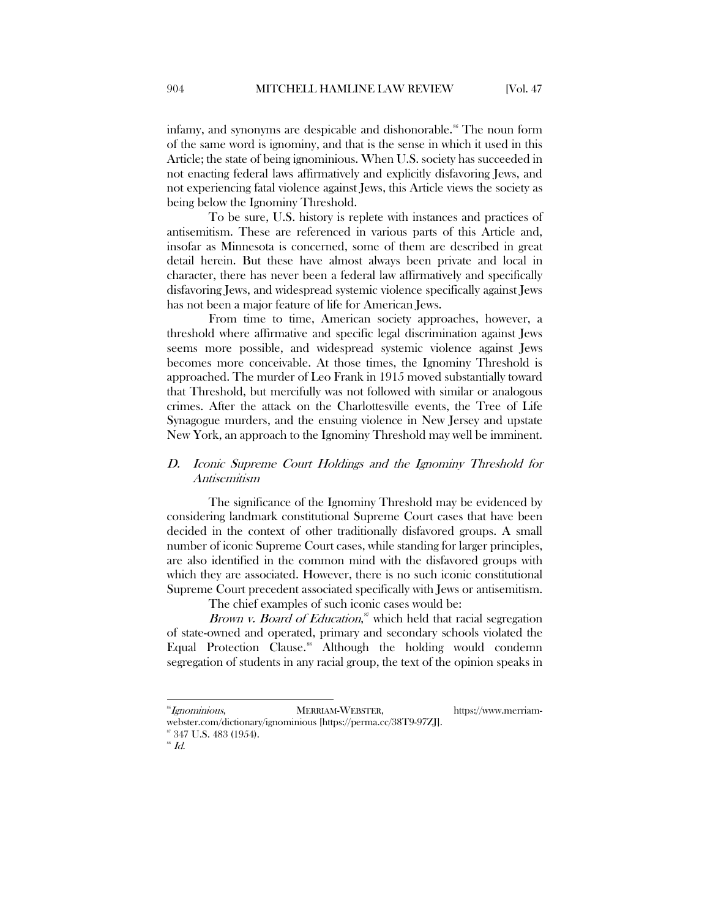infamy, and synonyms are despicable and dishonorable.[86] The noun form of the same word is ignominy, and that is the sense in which it used in this Article; the state of being ignominious. When U.S. society has succeeded in not enacting federal laws affirmatively and explicitly disfavoring Jews, and not experiencing fatal violence against Jews, this Article views the society as being below the Ignominy Threshold.

To be sure, U.S. history is replete with instances and practices of antisemitism. These are referenced in various parts of this Article and, insofar as Minnesota is concerned, some of them are described in great detail herein. But these have almost always been private and local in character, there has never been a federal law affirmatively and specifically disfavoring Jews, and widespread systemic violence specifically against Jews has not been a major feature of life for American Jews.

From time to time, American society approaches, however, a threshold where affirmative and specific legal discrimination against Jews seems more possible, and widespread systemic violence against Jews becomes more conceivable. At those times, the Ignominy Threshold is approached. The murder of Leo Frank in 1915 moved substantially toward that Threshold, but mercifully was not followed with similar or analogous crimes. After the attack on the Charlottesville events, the Tree of Life Synagogue murders, and the ensuing violence in New Jersey and upstate New York, an approach to the Ignominy Threshold may well be imminent.

### *D. Iconic Supreme Court Holdings and the Ignominy Threshold for Antisemitism*

The significance of the Ignominy Threshold may be evidenced by considering landmark constitutional Supreme Court cases that have been decided in the context of other traditionally disfavored groups. A small number of iconic Supreme Court cases, while standing for larger principles, are also identified in the common mind with the disfavored groups with which they are associated. However, there is no such iconic constitutional Supreme Court precedent associated specifically with Jews or antisemitism.

The chief examples of such iconic cases would be:

*Brown v. Board of Education*,[87] which held that racial segregation of state-owned and operated, primary and secondary schools violated the Equal Protection Clause.[88] Although the holding would condemn segregation of students in any racial group, the text of the opinion speaks in

---

[86] *Ignominious*, MERRIAM-WEBSTER, https://www.merriam-webster.com/dictionary/ignominious [https://perma.cc/38T9-97ZJ].

[87] 347 U.S. 483 (1954).

[88] *Id.*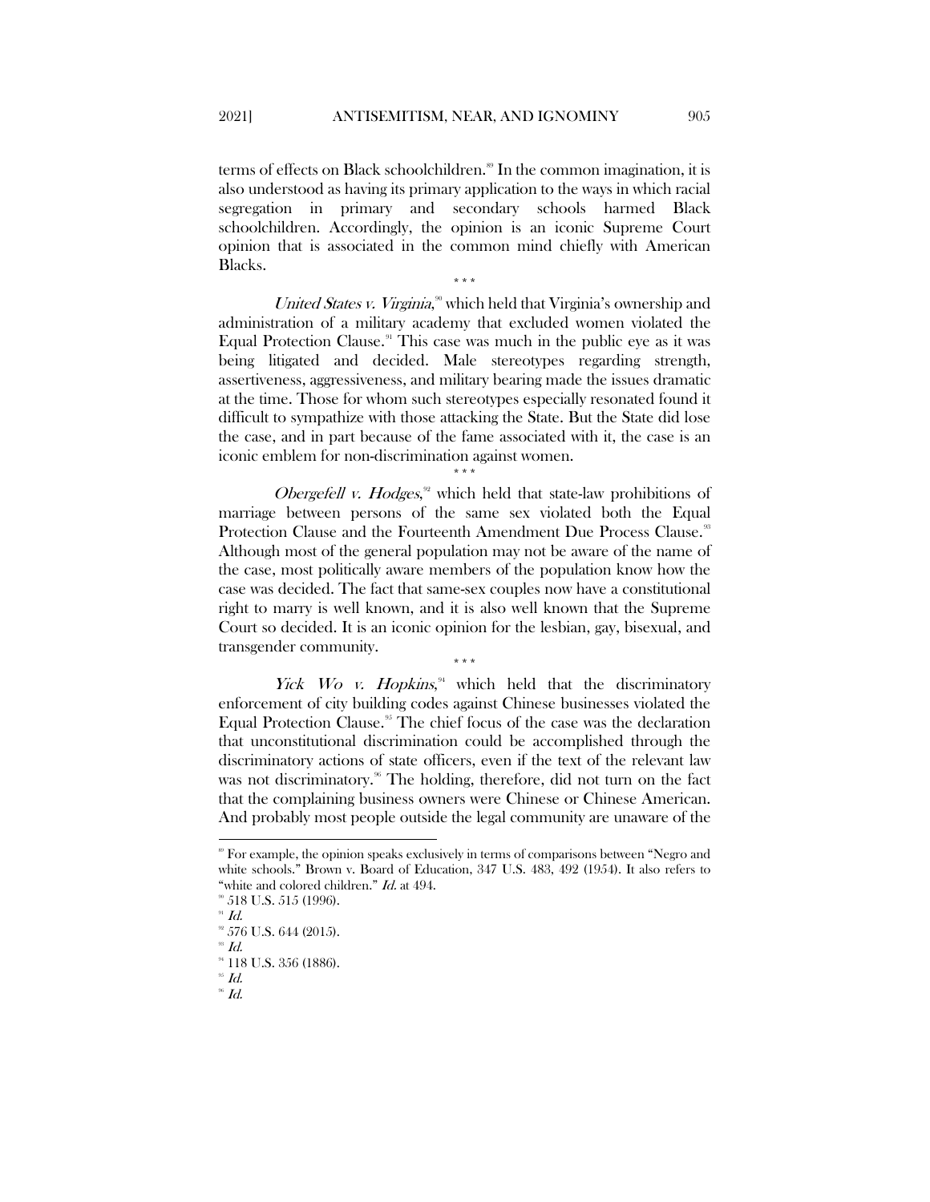terms of effects on Black schoolchildren.[89] In the common imagination, it is also understood as having its primary application to the ways in which racial segregation in primary and secondary schools harmed Black schoolchildren. Accordingly, the opinion is an iconic Supreme Court opinion that is associated in the common mind chiefly with American Blacks.

\* \* \*

*United States v. Virginia*,[90] which held that Virginia's ownership and administration of a military academy that excluded women violated the Equal Protection Clause.[91] This case was much in the public eye as it was being litigated and decided. Male stereotypes regarding strength, assertiveness, aggressiveness, and military bearing made the issues dramatic at the time. Those for whom such stereotypes especially resonated found it difficult to sympathize with those attacking the State. But the State did lose the case, and in part because of the fame associated with it, the case is an iconic emblem for non-discrimination against women.

\* \* \*

*Obergefell v. Hodges*,[92] which held that state-law prohibitions of marriage between persons of the same sex violated both the Equal Protection Clause and the Fourteenth Amendment Due Process Clause.[93] Although most of the general population may not be aware of the name of the case, most politically aware members of the population know how the case was decided. The fact that same-sex couples now have a constitutional right to marry is well known, and it is also well known that the Supreme Court so decided. It is an iconic opinion for the lesbian, gay, bisexual, and transgender community.

\* \* \*

*Yick Wo v. Hopkins*,[94] which held that the discriminatory enforcement of city building codes against Chinese businesses violated the Equal Protection Clause.[95] The chief focus of the case was the declaration that unconstitutional discrimination could be accomplished through the discriminatory actions of state officers, even if the text of the relevant law was not discriminatory.[96] The holding, therefore, did not turn on the fact that the complaining business owners were Chinese or Chinese American. And probably most people outside the legal community are unaware of the

---

[89] For example, the opinion speaks exclusively in terms of comparisons between "Negro and white schools." Brown v. Board of Education, 347 U.S. 483, 492 (1954). It also refers to "white and colored children." *Id.* at 494.

[90] 518 U.S. 515 (1996).

[91] *Id.*

[92] 576 U.S. 644 (2015).

[93] *Id.*

[94] 118 U.S. 356 (1886).

[95] *Id.*

[96] *Id.*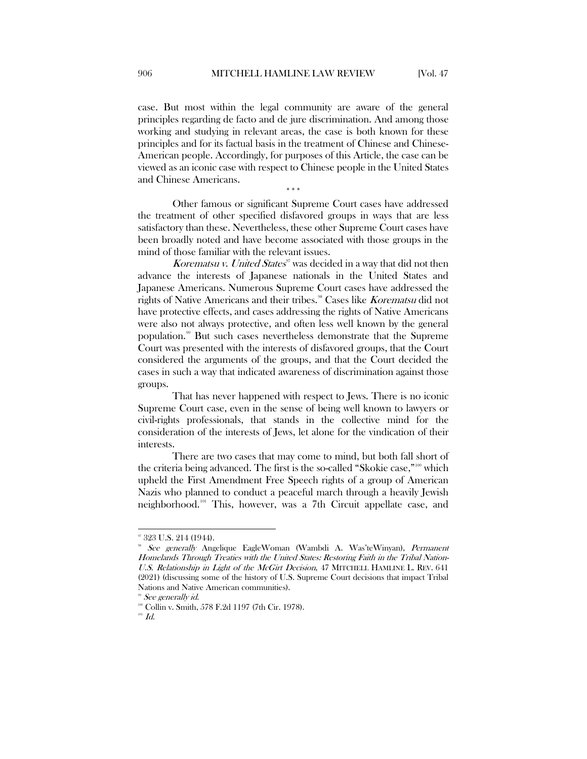case. But most within the legal community are aware of the general principles regarding de facto and de jure discrimination. And among those working and studying in relevant areas, the case is both known for these principles and for its factual basis in the treatment of Chinese and Chinese-American people. Accordingly, for purposes of this Article, the case can be viewed as an iconic case with respect to Chinese people in the United States and Chinese Americans.

\* \* \*

Other famous or significant Supreme Court cases have addressed the treatment of other specified disfavored groups in ways that are less satisfactory than these. Nevertheless, these other Supreme Court cases have been broadly noted and have become associated with those groups in the mind of those familiar with the relevant issues.

*Korematsu v. United States*[97] was decided in a way that did not then advance the interests of Japanese nationals in the United States and Japanese Americans. Numerous Supreme Court cases have addressed the rights of Native Americans and their tribes.[98] Cases like *Korematsu* did not have protective effects, and cases addressing the rights of Native Americans were also not always protective, and often less well known by the general population.[99] But such cases nevertheless demonstrate that the Supreme Court was presented with the interests of disfavored groups, that the Court considered the arguments of the groups, and that the Court decided the cases in such a way that indicated awareness of discrimination against those groups.

That has never happened with respect to Jews. There is no iconic Supreme Court case, even in the sense of being well known to lawyers or civil-rights professionals, that stands in the collective mind for the consideration of the interests of Jews, let alone for the vindication of their interests.

There are two cases that may come to mind, but both fall short of the criteria being advanced. The first is the so-called "Skokie case,"[100] which upheld the First Amendment Free Speech rights of a group of American Nazis who planned to conduct a peaceful march through a heavily Jewish neighborhood.[101] This, however, was a 7th Circuit appellate case, and

---

[97] 323 U.S. 214 (1944).

[98] *See generally* Angelique EagleWoman (Wambdi A. Was'teWinyan), *Permanent Homelands Through Treaties with the United States: Restoring Faith in the Tribal Nation-U.S. Relationship in Light of the McGirt Decision*, 47 MITCHELL HAMLINE L. REV. 641 (2021) (discussing some of the history of U.S. Supreme Court decisions that impact Tribal Nations and Native American communities).

[99] *See generally id.*

[100] Collin v. Smith, 578 F.2d 1197 (7th Cir. 1978).

[101] *Id.*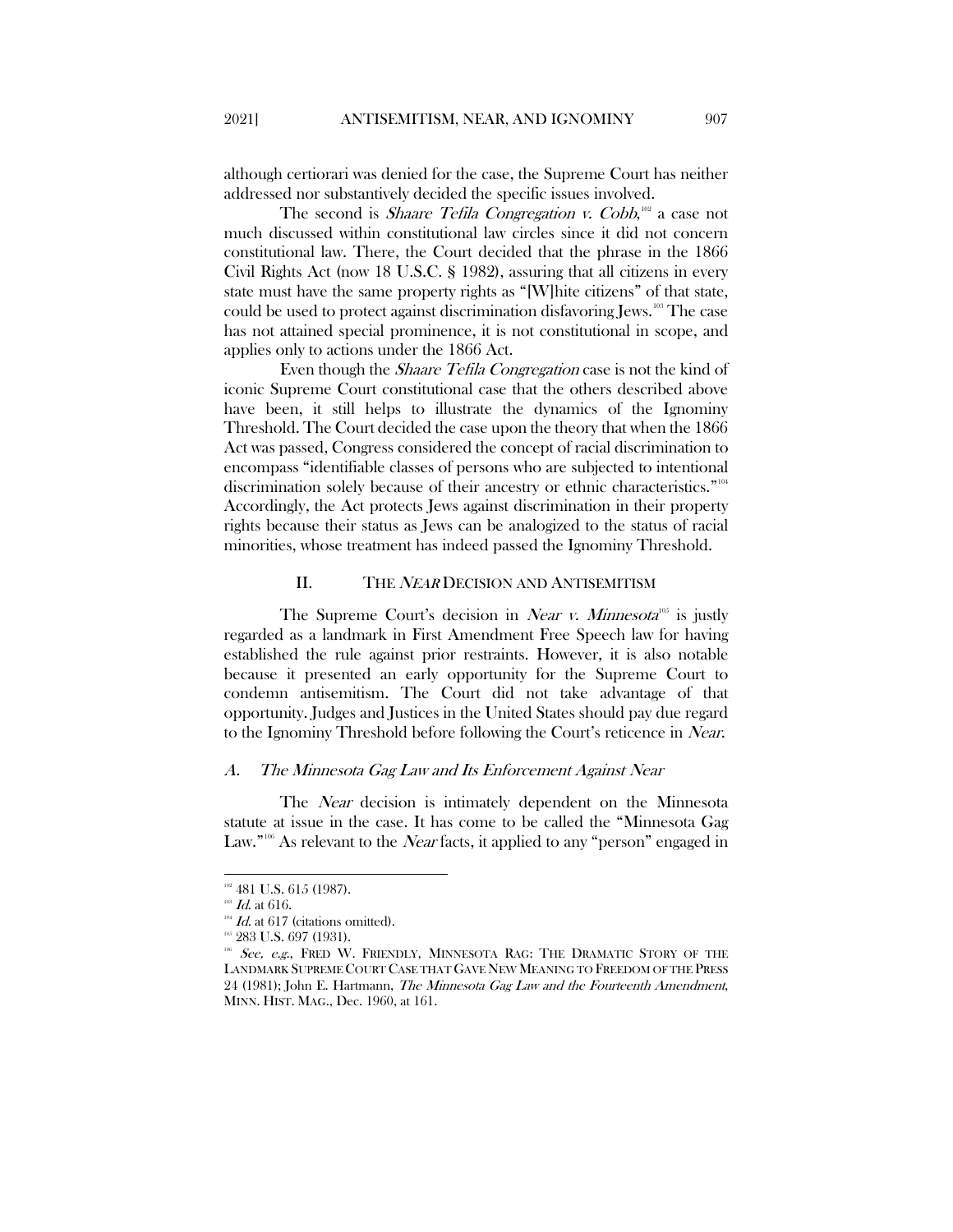although certiorari was denied for the case, the Supreme Court has neither addressed nor substantively decided the specific issues involved.

The second is *Shaare Tefila Congregation v. Cobb*,[102] a case not much discussed within constitutional law circles since it did not concern constitutional law. There, the Court decided that the phrase in the 1866 Civil Rights Act (now 18 U.S.C. § 1982), assuring that all citizens in every state must have the same property rights as "[W]hite citizens" of that state, could be used to protect against discrimination disfavoring Jews.[103] The case has not attained special prominence, it is not constitutional in scope, and applies only to actions under the 1866 Act.

Even though the *Shaare Tefila Congregation* case is not the kind of iconic Supreme Court constitutional case that the others described above have been, it still helps to illustrate the dynamics of the Ignominy Threshold. The Court decided the case upon the theory that when the 1866 Act was passed, Congress considered the concept of racial discrimination to encompass "identifiable classes of persons who are subjected to intentional discrimination solely because of their ancestry or ethnic characteristics."[104] Accordingly, the Act protects Jews against discrimination in their property rights because their status as Jews can be analogized to the status of racial minorities, whose treatment has indeed passed the Ignominy Threshold.

## II. THE *NEAR* DECISION AND ANTISEMITISM

The Supreme Court's decision in *Near v. Minnesota*[105] is justly regarded as a landmark in First Amendment Free Speech law for having established the rule against prior restraints. However, it is also notable because it presented an early opportunity for the Supreme Court to condemn antisemitism. The Court did not take advantage of that opportunity. Judges and Justices in the United States should pay due regard to the Ignominy Threshold before following the Court's reticence in *Near*.

### *A. The Minnesota Gag Law and Its Enforcement Against Near*

The *Near* decision is intimately dependent on the Minnesota statute at issue in the case. It has come to be called the "Minnesota Gag Law."[106] As relevant to the *Near* facts, it applied to any "person" engaged in

---

[102] 481 U.S. 615 (1987).

[103] *Id.* at 616.

[104] *Id.* at 617 (citations omitted).

[105] 283 U.S. 697 (1931).

[106] *See, e.g.*, FRED W. FRIENDLY, MINNESOTA RAG: THE DRAMATIC STORY OF THE LANDMARK SUPREME COURT CASE THAT GAVE NEW MEANING TO FREEDOM OF THE PRESS 24 (1981); John E. Hartmann, *The Minnesota Gag Law and the Fourteenth Amendment*, MINN. HIST. MAG., Dec. 1960, at 161.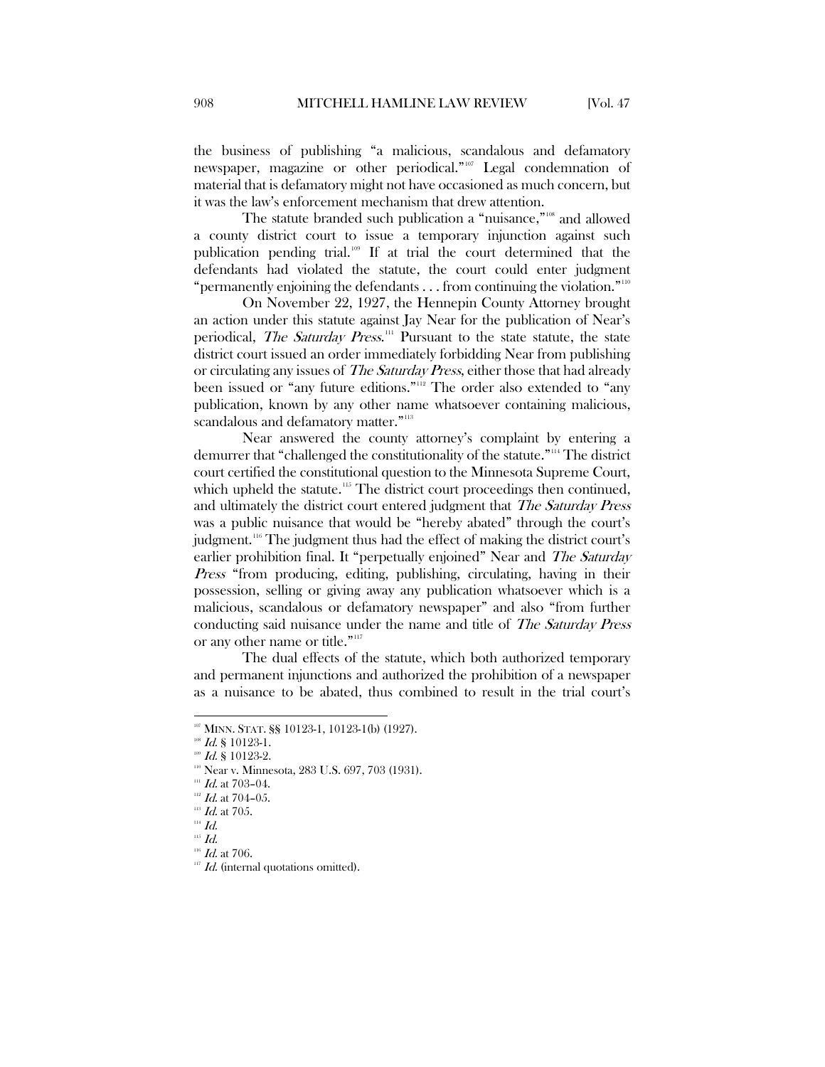the business of publishing "a malicious, scandalous and defamatory newspaper, magazine or other periodical."[107] Legal condemnation of material that is defamatory might not have occasioned as much concern, but it was the law's enforcement mechanism that drew attention.

The statute branded such publication a "nuisance,"[108] and allowed a county district court to issue a temporary injunction against such publication pending trial.[109] If at trial the court determined that the defendants had violated the statute, the court could enter judgment "permanently enjoining the defendants . . . from continuing the violation."[110]

On November 22, 1927, the Hennepin County Attorney brought an action under this statute against Jay Near for the publication of Near's periodical, *The Saturday Press*.[111] Pursuant to the state statute, the state district court issued an order immediately forbidding Near from publishing or circulating any issues of *The Saturday Press*, either those that had already been issued or "any future editions."[112] The order also extended to "any publication, known by any other name whatsoever containing malicious, scandalous and defamatory matter."[113]

Near answered the county attorney's complaint by entering a demurrer that "challenged the constitutionality of the statute."[114] The district court certified the constitutional question to the Minnesota Supreme Court, which upheld the statute.[115] The district court proceedings then continued, and ultimately the district court entered judgment that *The Saturday Press* was a public nuisance that would be "hereby abated" through the court's judgment.[116] The judgment thus had the effect of making the district court's earlier prohibition final. It "perpetually enjoined" Near and *The Saturday Press* "from producing, editing, publishing, circulating, having in their possession, selling or giving away any publication whatsoever which is a malicious, scandalous or defamatory newspaper" and also "from further conducting said nuisance under the name and title of *The Saturday Press* or any other name or title."[117]

The dual effects of the statute, which both authorized temporary and permanent injunctions and authorized the prohibition of a newspaper as a nuisance to be abated, thus combined to result in the trial court's

---

[107] MINN. STAT. §§ 10123-1, 10123-1(b) (1927).

[108] *Id.* § 10123-1.

[109] *Id.* § 10123-2.

[110] Near v. Minnesota, 283 U.S. 697, 703 (1931).

[111] *Id.* at 703–04.

[112] *Id.* at 704–05.

[113] *Id.* at 705.

[114] *Id.*

[115] *Id.*

[116] *Id.* at 706.

[117] *Id.* (internal quotations omitted).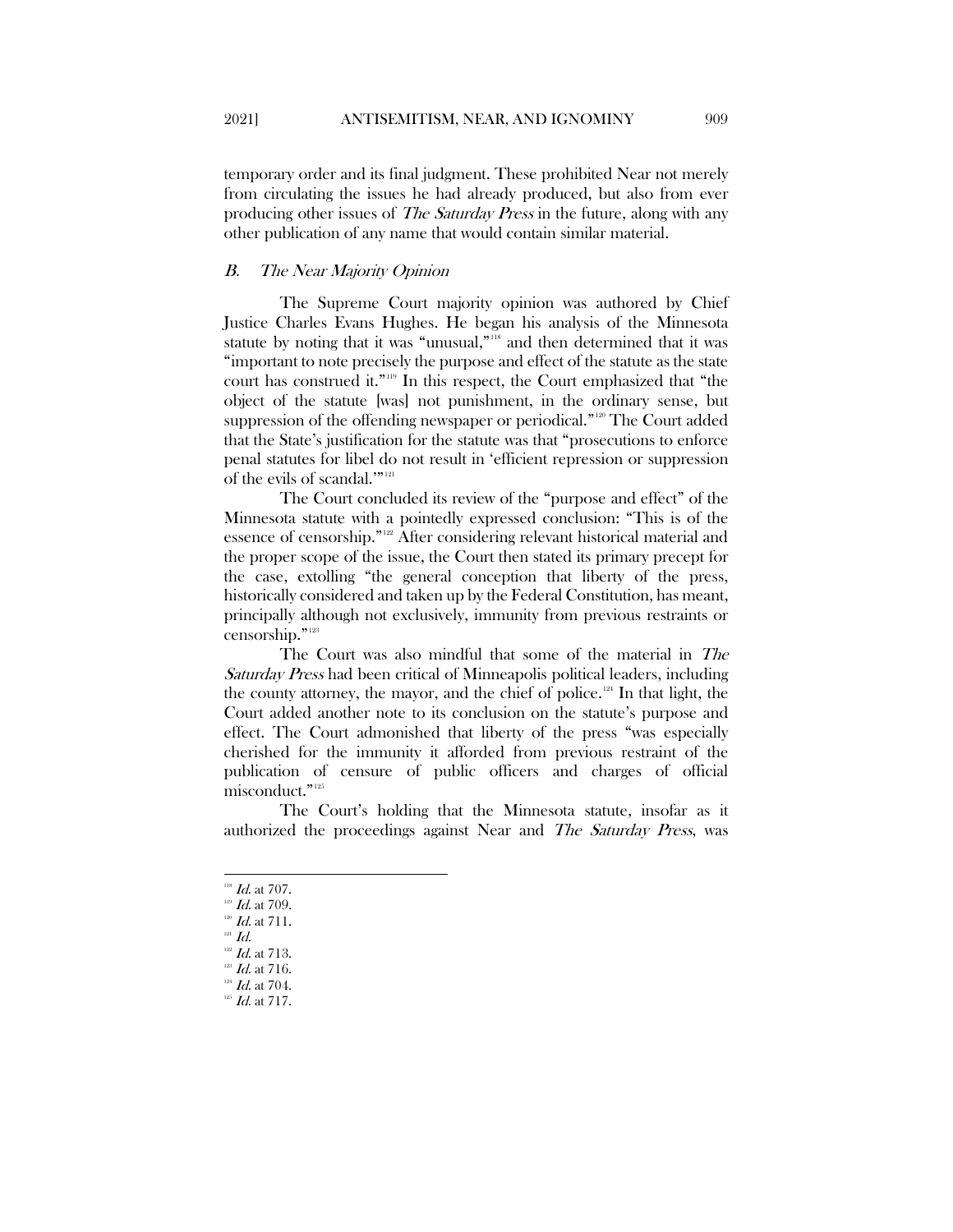temporary order and its final judgment. These prohibited Near not merely from circulating the issues he had already produced, but also from ever producing other issues of *The Saturday Press* in the future, along with any other publication of any name that would contain similar material.

### *B. The Near Majority Opinion*

The Supreme Court majority opinion was authored by Chief Justice Charles Evans Hughes. He began his analysis of the Minnesota statute by noting that it was "unusual,"[118] and then determined that it was "important to note precisely the purpose and effect of the statute as the state court has construed it."[119] In this respect, the Court emphasized that "the object of the statute [was] not punishment, in the ordinary sense, but suppression of the offending newspaper or periodical."[120] The Court added that the State's justification for the statute was that "prosecutions to enforce penal statutes for libel do not result in 'efficient repression or suppression of the evils of scandal.'"[121]

The Court concluded its review of the "purpose and effect" of the Minnesota statute with a pointedly expressed conclusion: "This is of the essence of censorship."[122] After considering relevant historical material and the proper scope of the issue, the Court then stated its primary precept for the case, extolling "the general conception that liberty of the press, historically considered and taken up by the Federal Constitution, has meant, principally although not exclusively, immunity from previous restraints or censorship."[123]

The Court was also mindful that some of the material in *The Saturday Press* had been critical of Minneapolis political leaders, including the county attorney, the mayor, and the chief of police.[124] In that light, the Court added another note to its conclusion on the statute's purpose and effect. The Court admonished that liberty of the press "was especially cherished for the immunity it afforded from previous restraint of the publication of censure of public officers and charges of official misconduct."[125]

The Court's holding that the Minnesota statute, insofar as it authorized the proceedings against Near and *The Saturday Press*, was

---

[118] *Id.* at 707.
[119] *Id.* at 709.
[120] *Id.* at 711.
[121] *Id.*
[122] *Id.* at 713.
[123] *Id.* at 716.
[124] *Id.* at 704.
[125] *Id.* at 717.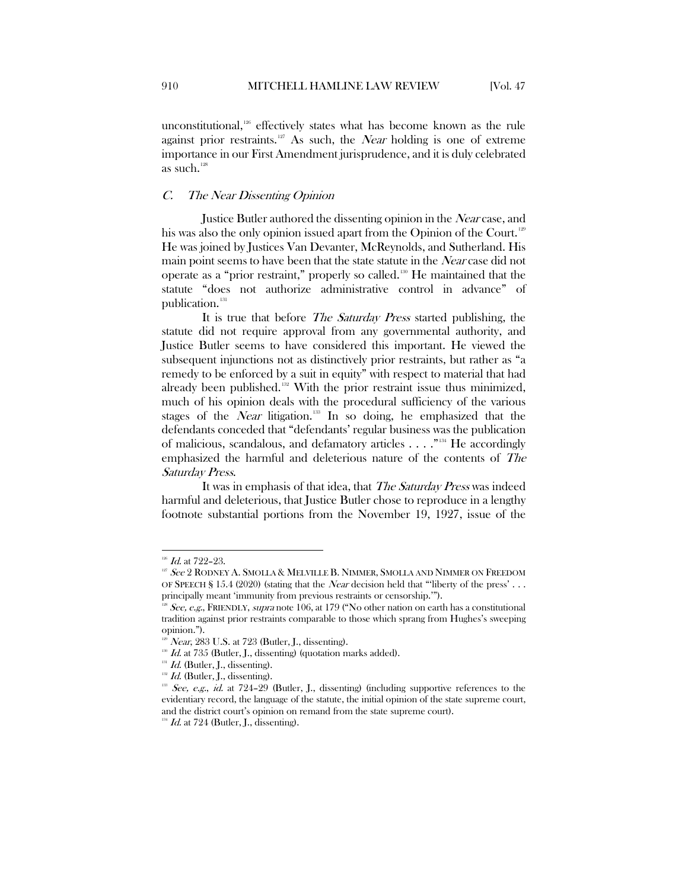unconstitutional,[126] effectively states what has become known as the rule against prior restraints.[127] As such, the *Near* holding is one of extreme importance in our First Amendment jurisprudence, and it is duly celebrated as such.[128]

### *C. The Near Dissenting Opinion*

Justice Butler authored the dissenting opinion in the *Near* case, and his was also the only opinion issued apart from the Opinion of the Court.[129] He was joined by Justices Van Devanter, McReynolds, and Sutherland. His main point seems to have been that the state statute in the *Near* case did not operate as a "prior restraint," properly so called.[130] He maintained that the statute "does not authorize administrative control in advance" of publication.[131]

It is true that before *The Saturday Press* started publishing, the statute did not require approval from any governmental authority, and Justice Butler seems to have considered this important. He viewed the subsequent injunctions not as distinctively prior restraints, but rather as "a remedy to be enforced by a suit in equity" with respect to material that had already been published.[132] With the prior restraint issue thus minimized, much of his opinion deals with the procedural sufficiency of the various stages of the *Near* litigation.[133] In so doing, he emphasized that the defendants conceded that "defendants' regular business was the publication of malicious, scandalous, and defamatory articles . . . ."[134] He accordingly emphasized the harmful and deleterious nature of the contents of *The Saturday Press*.

It was in emphasis of that idea, that *The Saturday Press* was indeed harmful and deleterious, that Justice Butler chose to reproduce in a lengthy footnote substantial portions from the November 19, 1927, issue of the

---

[126] *Id.* at 722–23.

[127] *See* 2 RODNEY A. SMOLLA & MELVILLE B. NIMMER, SMOLLA AND NIMMER ON FREEDOM OF SPEECH § 15.4 (2020) (stating that the *Near* decision held that "'liberty of the press' . . . principally meant 'immunity from previous restraints or censorship.'").

[128] *See, e.g.*, FRIENDLY, *supra* note 106, at 179 ("No other nation on earth has a constitutional tradition against prior restraints comparable to those which sprang from Hughes's sweeping opinion.").

[129] *Near*, 283 U.S. at 723 (Butler, J., dissenting).

[130] *Id.* at 735 (Butler, J., dissenting) (quotation marks added).

[131] *Id.* (Butler, J., dissenting).

[132] *Id.* (Butler, J., dissenting).

[133] *See, e.g.*, *id.* at 724–29 (Butler, J., dissenting) (including supportive references to the evidentiary record, the language of the statute, the initial opinion of the state supreme court, and the district court's opinion on remand from the state supreme court).

[134] *Id.* at 724 (Butler, J., dissenting).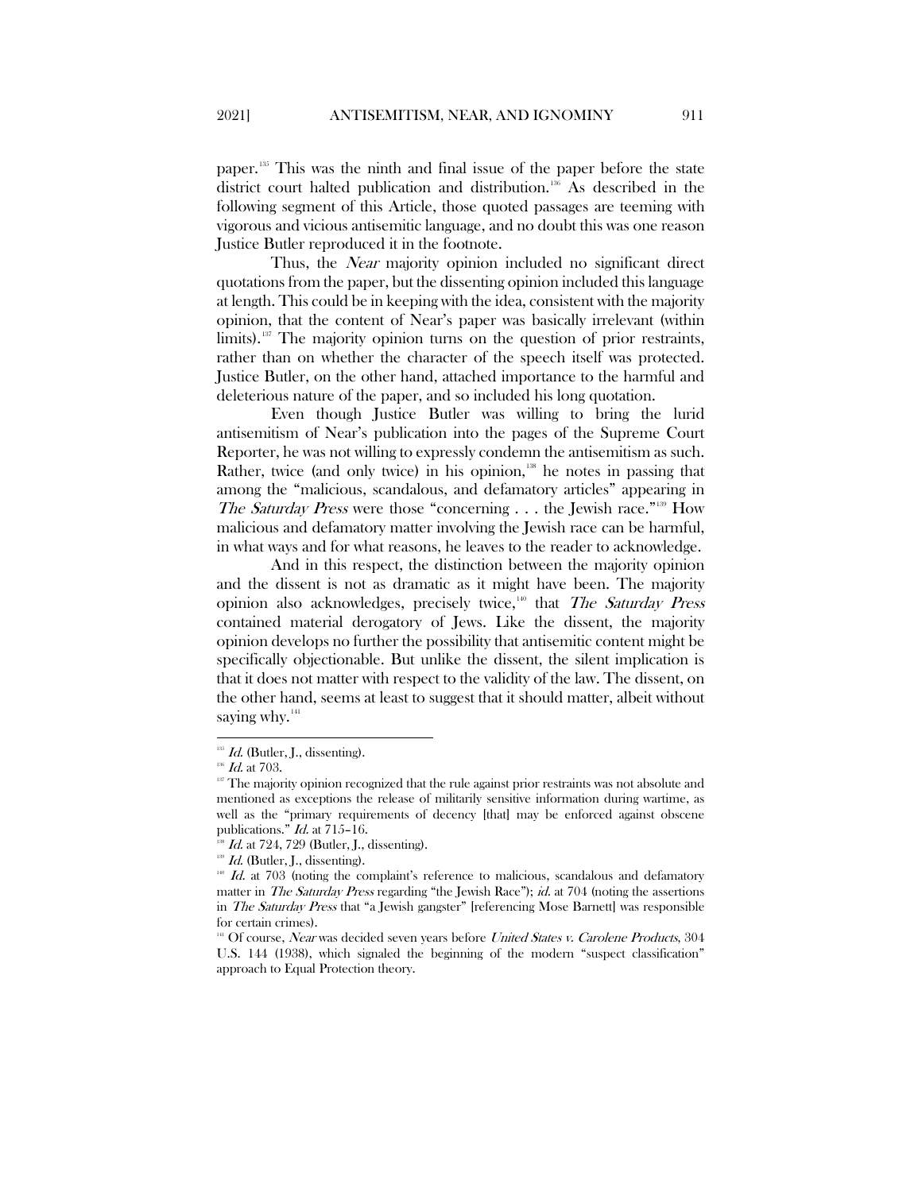paper.[135] This was the ninth and final issue of the paper before the state district court halted publication and distribution.[136] As described in the following segment of this Article, those quoted passages are teeming with vigorous and vicious antisemitic language, and no doubt this was one reason Justice Butler reproduced it in the footnote.

Thus, the *Near* majority opinion included no significant direct quotations from the paper, but the dissenting opinion included this language at length. This could be in keeping with the idea, consistent with the majority opinion, that the content of Near's paper was basically irrelevant (within limits).[137] The majority opinion turns on the question of prior restraints, rather than on whether the character of the speech itself was protected. Justice Butler, on the other hand, attached importance to the harmful and deleterious nature of the paper, and so included his long quotation.

Even though Justice Butler was willing to bring the lurid antisemitism of Near's publication into the pages of the Supreme Court Reporter, he was not willing to expressly condemn the antisemitism as such. Rather, twice (and only twice) in his opinion,[138] he notes in passing that among the "malicious, scandalous, and defamatory articles" appearing in *The Saturday Press* were those "concerning . . . the Jewish race."[139] How malicious and defamatory matter involving the Jewish race can be harmful, in what ways and for what reasons, he leaves to the reader to acknowledge.

And in this respect, the distinction between the majority opinion and the dissent is not as dramatic as it might have been. The majority opinion also acknowledges, precisely twice,[140] that *The Saturday Press* contained material derogatory of Jews. Like the dissent, the majority opinion develops no further the possibility that antisemitic content might be specifically objectionable. But unlike the dissent, the silent implication is that it does not matter with respect to the validity of the law. The dissent, on the other hand, seems at least to suggest that it should matter, albeit without saying why.[141]

---

[135] *Id.* (Butler, J., dissenting).

[136] *Id.* at 703.

[137] The majority opinion recognized that the rule against prior restraints was not absolute and mentioned as exceptions the release of militarily sensitive information during wartime, as well as the "primary requirements of decency [that] may be enforced against obscene publications." *Id.* at 715–16.

[138] *Id.* at 724, 729 (Butler, J., dissenting).

[139] *Id.* (Butler, J., dissenting).

[140] *Id.* at 703 (noting the complaint's reference to malicious, scandalous and defamatory matter in *The Saturday Press* regarding "the Jewish Race"); *id.* at 704 (noting the assertions in *The Saturday Press* that "a Jewish gangster" [referencing Mose Barnett] was responsible for certain crimes).

[141] Of course, *Near* was decided seven years before *United States v. Carolene Products*, 304 U.S. 144 (1938), which signaled the beginning of the modern "suspect classification" approach to Equal Protection theory.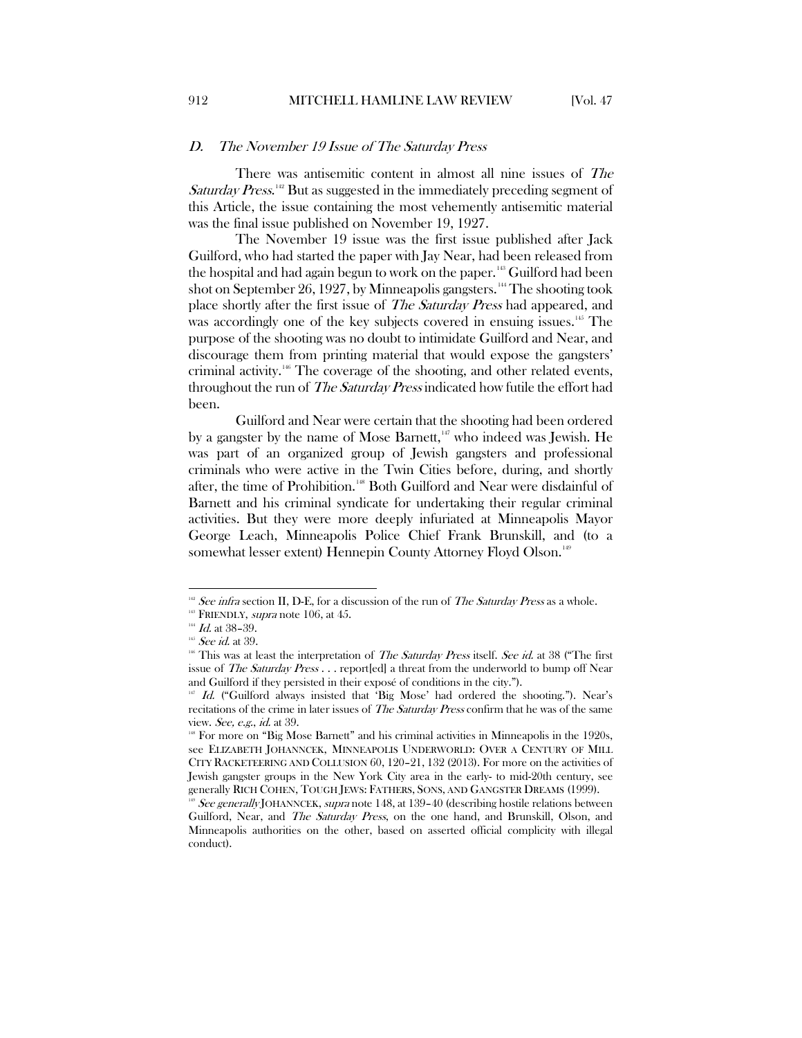### *D. The November 19 Issue of The Saturday Press*

There was antisemitic content in almost all nine issues of *The Saturday Press*.[142] But as suggested in the immediately preceding segment of this Article, the issue containing the most vehemently antisemitic material was the final issue published on November 19, 1927.

The November 19 issue was the first issue published after Jack Guilford, who had started the paper with Jay Near, had been released from the hospital and had again begun to work on the paper.[143] Guilford had been shot on September 26, 1927, by Minneapolis gangsters.[144] The shooting took place shortly after the first issue of *The Saturday Press* had appeared, and was accordingly one of the key subjects covered in ensuing issues.[145] The purpose of the shooting was no doubt to intimidate Guilford and Near, and discourage them from printing material that would expose the gangsters' criminal activity.[146] The coverage of the shooting, and other related events, throughout the run of *The Saturday Press* indicated how futile the effort had been.

Guilford and Near were certain that the shooting had been ordered by a gangster by the name of Mose Barnett,[147] who indeed was Jewish. He was part of an organized group of Jewish gangsters and professional criminals who were active in the Twin Cities before, during, and shortly after, the time of Prohibition.[148] Both Guilford and Near were disdainful of Barnett and his criminal syndicate for undertaking their regular criminal activities. But they were more deeply infuriated at Minneapolis Mayor George Leach, Minneapolis Police Chief Frank Brunskill, and (to a somewhat lesser extent) Hennepin County Attorney Floyd Olson.[149]

---

[142] *See infra* section II, D-E, for a discussion of the run of *The Saturday Press* as a whole.

[143] FRIENDLY, *supra* note 106, at 45.

[144] *Id.* at 38–39.

[145] *See id.* at 39.

[146] This was at least the interpretation of *The Saturday Press* itself. *See id.* at 38 ("The first issue of *The Saturday Press* . . . report[ed] a threat from the underworld to bump off Near and Guilford if they persisted in their exposé of conditions in the city.").

[147] *Id.* ("Guilford always insisted that 'Big Mose' had ordered the shooting."). Near's recitations of the crime in later issues of *The Saturday Press* confirm that he was of the same view. *See, e.g.*, *id.* at 39.

[148] For more on "Big Mose Barnett" and his criminal activities in Minneapolis in the 1920s, see ELIZABETH JOHANNCEK, MINNEAPOLIS UNDERWORLD: OVER A CENTURY OF MILL CITY RACKETEERING AND COLLUSION 60, 120–21, 132 (2013). For more on the activities of Jewish gangster groups in the New York City area in the early- to mid-20th century, see generally RICH COHEN, TOUGH JEWS: FATHERS, SONS, AND GANGSTER DREAMS (1999).

[149] *See generally* JOHANNCEK, *supra* note 148, at 139–40 (describing hostile relations between Guilford, Near, and *The Saturday Press*, on the one hand, and Brunskill, Olson, and Minneapolis authorities on the other, based on asserted official complicity with illegal conduct).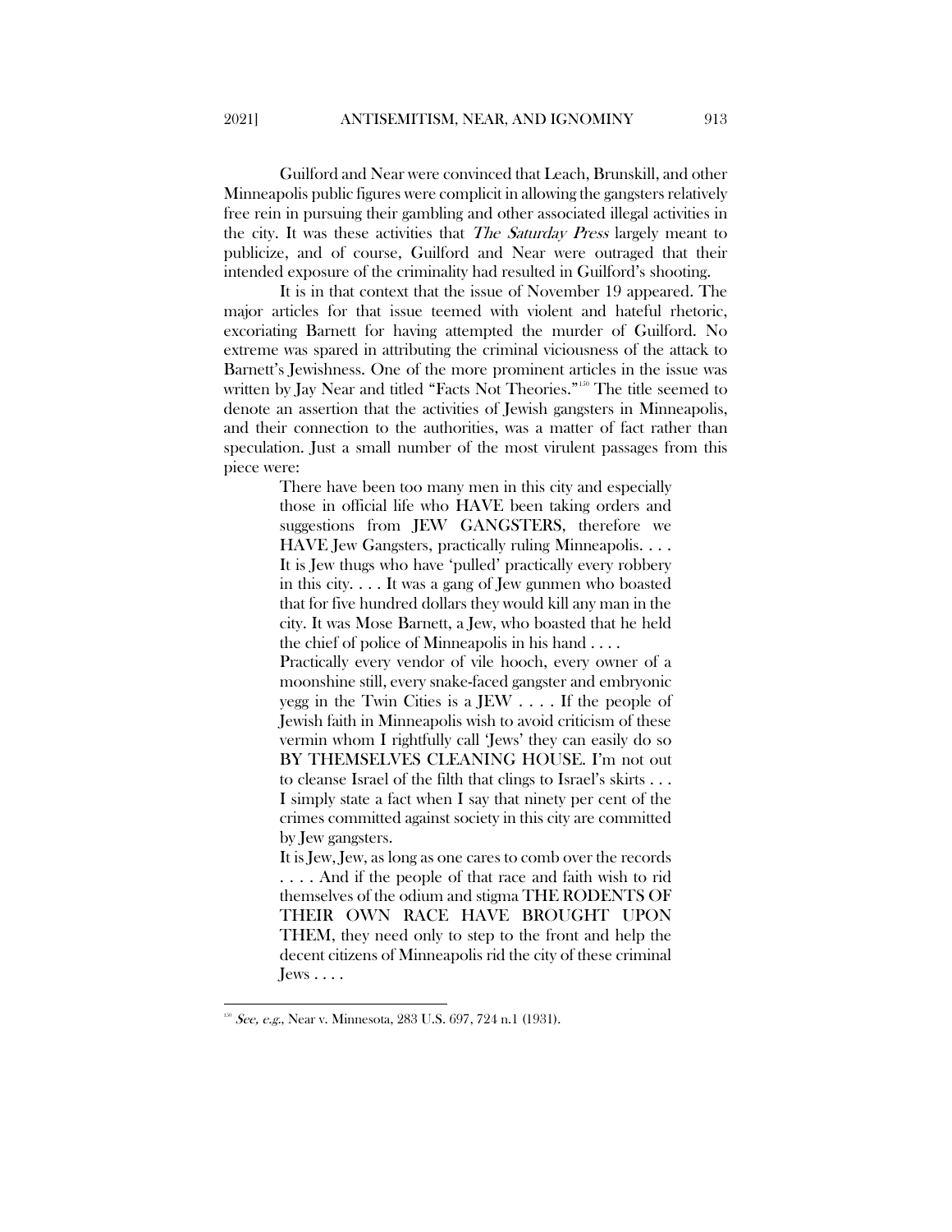Guilford and Near were convinced that Leach, Brunskill, and other Minneapolis public figures were complicit in allowing the gangsters relatively free rein in pursuing their gambling and other associated illegal activities in the city. It was these activities that *The Saturday Press* largely meant to publicize, and of course, Guilford and Near were outraged that their intended exposure of the criminality had resulted in Guilford's shooting.

It is in that context that the issue of November 19 appeared. The major articles for that issue teemed with violent and hateful rhetoric, excoriating Barnett for having attempted the murder of Guilford. No extreme was spared in attributing the criminal viciousness of the attack to Barnett's Jewishness. One of the more prominent articles in the issue was written by Jay Near and titled "Facts Not Theories."[150] The title seemed to denote an assertion that the activities of Jewish gangsters in Minneapolis, and their connection to the authorities, was a matter of fact rather than speculation. Just a small number of the most virulent passages from this piece were:

> There have been too many men in this city and especially those in official life who HAVE been taking orders and suggestions from JEW GANGSTERS, therefore we HAVE Jew Gangsters, practically ruling Minneapolis. . . . It is Jew thugs who have 'pulled' practically every robbery in this city. . . . It was a gang of Jew gunmen who boasted that for five hundred dollars they would kill any man in the city. It was Mose Barnett, a Jew, who boasted that he held the chief of police of Minneapolis in his hand . . . .
>
> Practically every vendor of vile hooch, every owner of a moonshine still, every snake-faced gangster and embryonic yegg in the Twin Cities is a JEW . . . . If the people of Jewish faith in Minneapolis wish to avoid criticism of these vermin whom I rightfully call 'Jews' they can easily do so BY THEMSELVES CLEANING HOUSE. I'm not out to cleanse Israel of the filth that clings to Israel's skirts . . . I simply state a fact when I say that ninety per cent of the crimes committed against society in this city are committed by Jew gangsters.
>
> It is Jew, Jew, as long as one cares to comb over the records . . . . And if the people of that race and faith wish to rid themselves of the odium and stigma THE RODENTS OF THEIR OWN RACE HAVE BROUGHT UPON THEM, they need only to step to the front and help the decent citizens of Minneapolis rid the city of these criminal Jews . . . .

[150] *See, e.g.*, Near v. Minnesota, 283 U.S. 697, 724 n.1 (1931).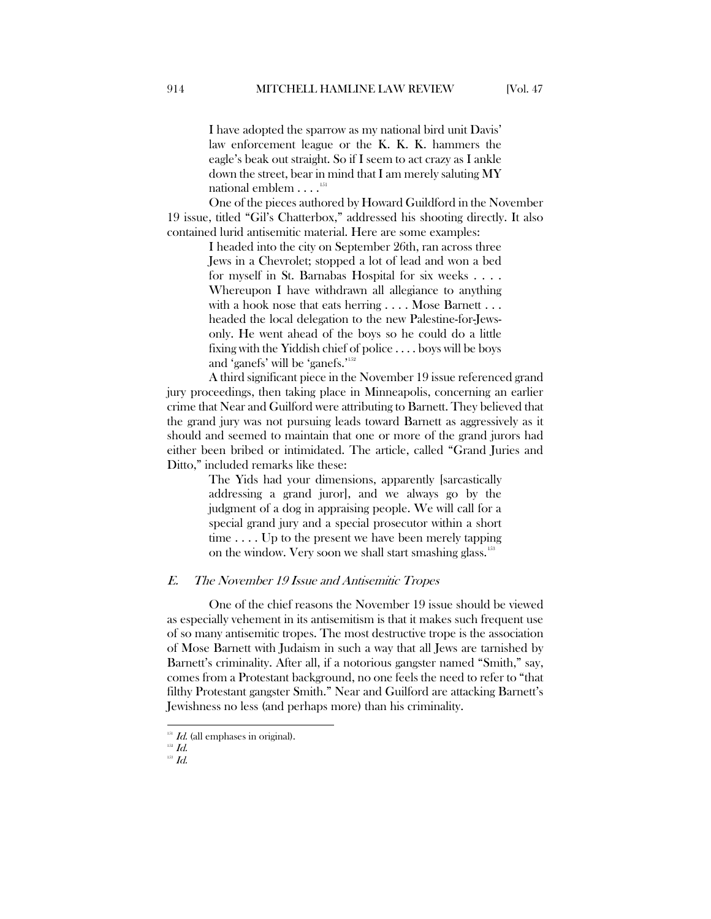> I have adopted the sparrow as my national bird unit Davis' law enforcement league or the K. K. K. hammers the eagle's beak out straight. So if I seem to act crazy as I ankle down the street, bear in mind that I am merely saluting MY national emblem . . . .[151]

One of the pieces authored by Howard Guildford in the November 19 issue, titled "Gil's Chatterbox," addressed his shooting directly. It also contained lurid antisemitic material. Here are some examples:

> I headed into the city on September 26th, ran across three Jews in a Chevrolet; stopped a lot of lead and won a bed for myself in St. Barnabas Hospital for six weeks . . . . Whereupon I have withdrawn all allegiance to anything with a hook nose that eats herring . . . . Mose Barnett . . . headed the local delegation to the new Palestine-for-Jews-only. He went ahead of the boys so he could do a little fixing with the Yiddish chief of police . . . . boys will be boys and 'ganefs' will be 'ganefs.'[152]

A third significant piece in the November 19 issue referenced grand jury proceedings, then taking place in Minneapolis, concerning an earlier crime that Near and Guilford were attributing to Barnett. They believed that the grand jury was not pursuing leads toward Barnett as aggressively as it should and seemed to maintain that one or more of the grand jurors had either been bribed or intimidated. The article, called "Grand Juries and Ditto," included remarks like these:

> The Yids had your dimensions, apparently [sarcastically addressing a grand juror], and we always go by the judgment of a dog in appraising people. We will call for a special grand jury and a special prosecutor within a short time . . . . Up to the present we have been merely tapping on the window. Very soon we shall start smashing glass.[153]

### *E. The November 19 Issue and Antisemitic Tropes*

One of the chief reasons the November 19 issue should be viewed as especially vehement in its antisemitism is that it makes such frequent use of so many antisemitic tropes. The most destructive trope is the association of Mose Barnett with Judaism in such a way that all Jews are tarnished by Barnett's criminality. After all, if a notorious gangster named "Smith," say, comes from a Protestant background, no one feels the need to refer to "that filthy Protestant gangster Smith." Near and Guilford are attacking Barnett's Jewishness no less (and perhaps more) than his criminality.

---

[151] *Id.* (all emphases in original).
[152] *Id.*
[153] *Id.*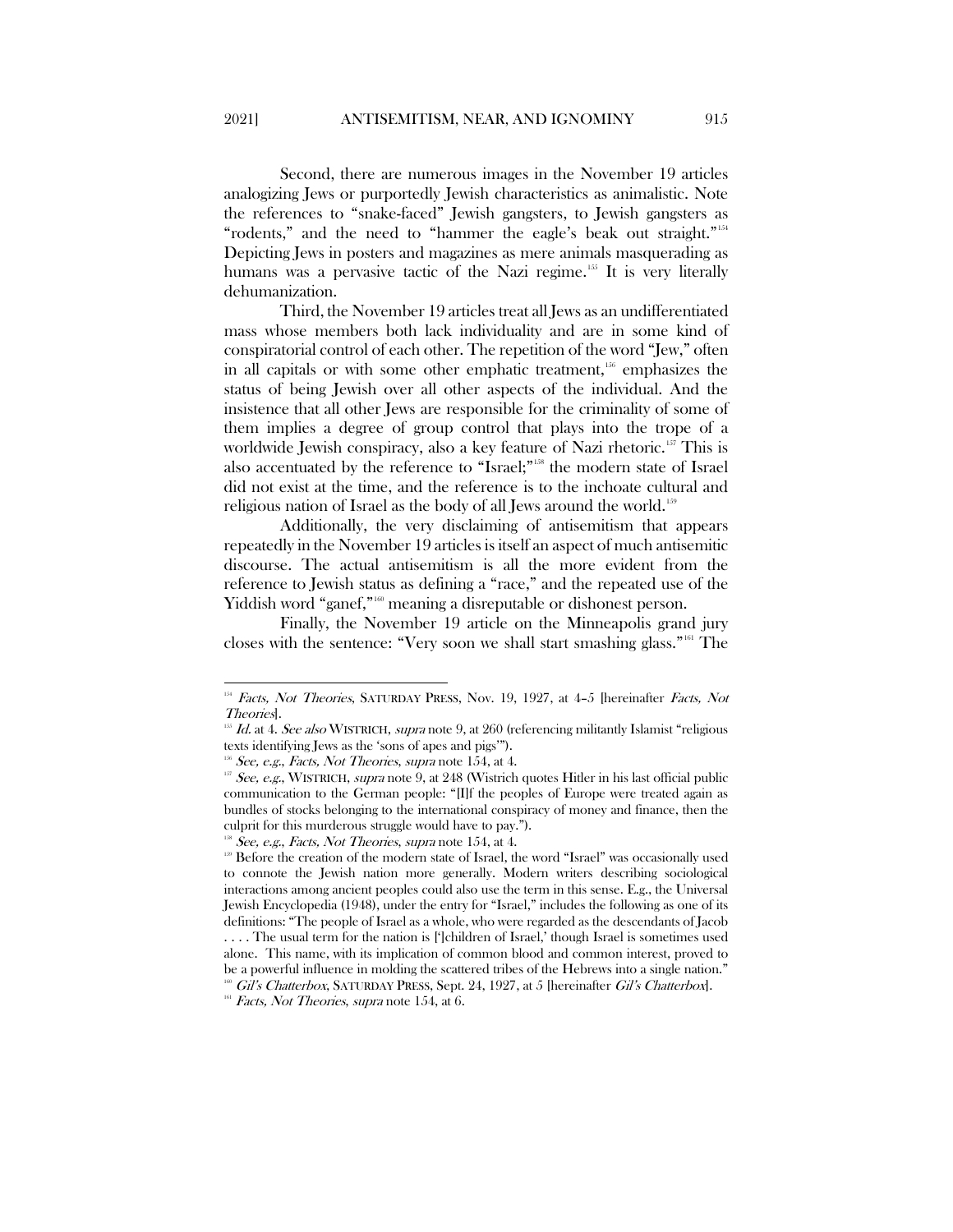Second, there are numerous images in the November 19 articles analogizing Jews or purportedly Jewish characteristics as animalistic. Note the references to "snake-faced" Jewish gangsters, to Jewish gangsters as "rodents," and the need to "hammer the eagle's beak out straight."[154] Depicting Jews in posters and magazines as mere animals masquerading as humans was a pervasive tactic of the Nazi regime.[155] It is very literally dehumanization.

Third, the November 19 articles treat all Jews as an undifferentiated mass whose members both lack individuality and are in some kind of conspiratorial control of each other. The repetition of the word "Jew," often in all capitals or with some other emphatic treatment,[156] emphasizes the status of being Jewish over all other aspects of the individual. And the insistence that all other Jews are responsible for the criminality of some of them implies a degree of group control that plays into the trope of a worldwide Jewish conspiracy, also a key feature of Nazi rhetoric.[157] This is also accentuated by the reference to "Israel;"[158] the modern state of Israel did not exist at the time, and the reference is to the inchoate cultural and religious nation of Israel as the body of all Jews around the world.[159]

Additionally, the very disclaiming of antisemitism that appears repeatedly in the November 19 articles is itself an aspect of much antisemitic discourse. The actual antisemitism is all the more evident from the reference to Jewish status as defining a "race," and the repeated use of the Yiddish word "ganef,"[160] meaning a disreputable or dishonest person.

Finally, the November 19 article on the Minneapolis grand jury closes with the sentence: "Very soon we shall start smashing glass."[161] The

---

[154] *Facts, Not Theories*, SATURDAY PRESS, Nov. 19, 1927, at 4–5 [hereinafter *Facts, Not Theories*].

[155] *Id.* at 4. *See also* WISTRICH, *supra* note 9, at 260 (referencing militantly Islamist "religious texts identifying Jews as the 'sons of apes and pigs'").

[156] *See, e.g.*, *Facts, Not Theories*, *supra* note 154, at 4.

[157] *See, e.g.*, WISTRICH, *supra* note 9, at 248 (Wistrich quotes Hitler in his last official public communication to the German people: "[I]f the peoples of Europe were treated again as bundles of stocks belonging to the international conspiracy of money and finance, then the culprit for this murderous struggle would have to pay.").

[158] *See, e.g.*, *Facts, Not Theories*, *supra* note 154, at 4.

[159] Before the creation of the modern state of Israel, the word "Israel" was occasionally used to connote the Jewish nation more generally. Modern writers describing sociological interactions among ancient peoples could also use the term in this sense. E.g., the Universal Jewish Encyclopedia (1948), under the entry for "Israel," includes the following as one of its definitions: "The people of Israel as a whole, who were regarded as the descendants of Jacob . . . . The usual term for the nation is [']children of Israel,' though Israel is sometimes used alone. This name, with its implication of common blood and common interest, proved to be a powerful influence in molding the scattered tribes of the Hebrews into a single nation."

[160] *Gil's Chatterbox*, SATURDAY PRESS, Sept. 24, 1927, at 5 [hereinafter *Gil's Chatterbox*].

[161] *Facts, Not Theories*, *supra* note 154, at 6.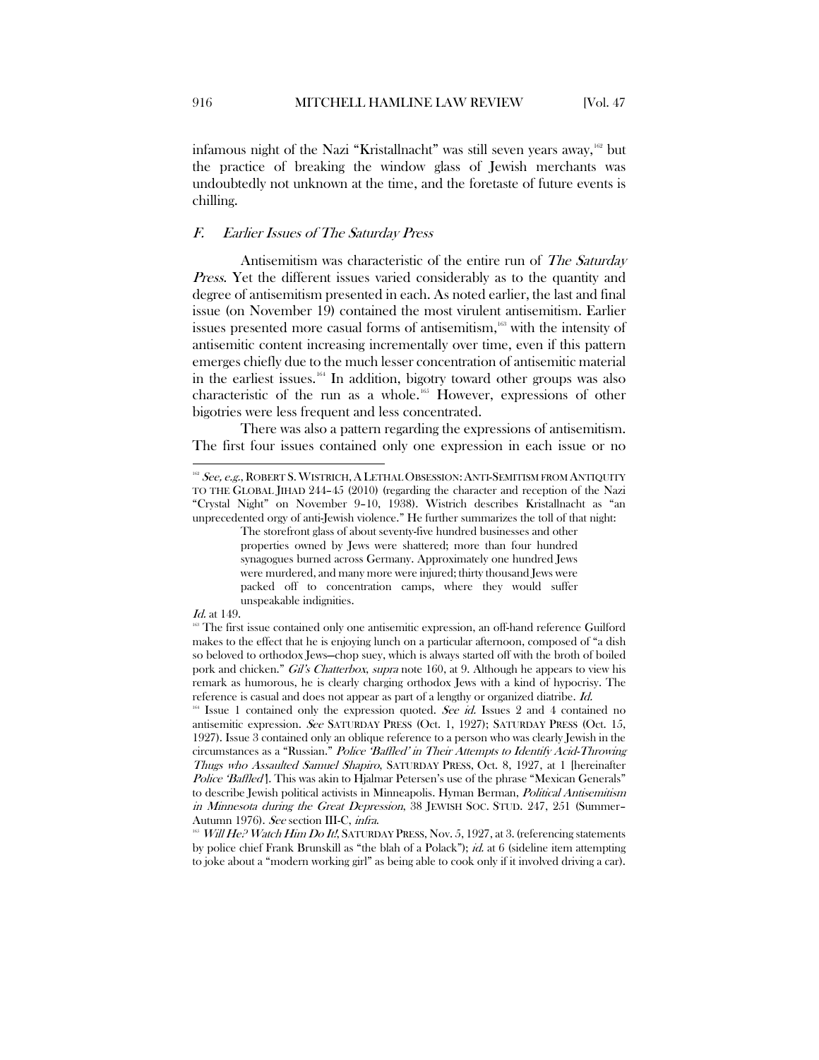infamous night of the Nazi "Kristallnacht" was still seven years away,[162] but the practice of breaking the window glass of Jewish merchants was undoubtedly not unknown at the time, and the foretaste of future events is chilling.

### *F. Earlier Issues of The Saturday Press*

Antisemitism was characteristic of the entire run of *The Saturday Press*. Yet the different issues varied considerably as to the quantity and degree of antisemitism presented in each. As noted earlier, the last and final issue (on November 19) contained the most virulent antisemitism. Earlier issues presented more casual forms of antisemitism,[163] with the intensity of antisemitic content increasing incrementally over time, even if this pattern emerges chiefly due to the much lesser concentration of antisemitic material in the earliest issues.[164] In addition, bigotry toward other groups was also characteristic of the run as a whole.[165] However, expressions of other bigotries were less frequent and less concentrated.

There was also a pattern regarding the expressions of antisemitism. The first four issues contained only one expression in each issue or no

---

[162] *See, e.g.*, ROBERT S. WISTRICH, A LETHAL OBSESSION: ANTI-SEMITISM FROM ANTIQUITY TO THE GLOBAL JIHAD 244–45 (2010) (regarding the character and reception of the Nazi "Crystal Night" on November 9–10, 1938). Wistrich describes Kristallnacht as "an unprecedented orgy of anti-Jewish violence." He further summarizes the toll of that night:

> The storefront glass of about seventy-five hundred businesses and other properties owned by Jews were shattered; more than four hundred synagogues burned across Germany. Approximately one hundred Jews were murdered, and many more were injured; thirty thousand Jews were packed off to concentration camps, where they would suffer unspeakable indignities.

*Id.* at 149.

[163] The first issue contained only one antisemitic expression, an off-hand reference Guilford makes to the effect that he is enjoying lunch on a particular afternoon, composed of "a dish so beloved to orthodox Jews—chop suey, which is always started off with the broth of boiled pork and chicken." *Gil's Chatterbox*, *supra* note 160, at 9. Although he appears to view his remark as humorous, he is clearly charging orthodox Jews with a kind of hypocrisy. The reference is casual and does not appear as part of a lengthy or organized diatribe. *Id.*

[164] Issue 1 contained only the expression quoted. *See id.* Issues 2 and 4 contained no antisemitic expression. *See* SATURDAY PRESS (Oct. 1, 1927); SATURDAY PRESS (Oct. 15, 1927). Issue 3 contained only an oblique reference to a person who was clearly Jewish in the circumstances as a "Russian." *Police 'Baffled' in Their Attempts to Identify Acid-Throwing Thugs who Assaulted Samuel Shapiro*, SATURDAY PRESS, Oct. 8, 1927, at 1 [hereinafter *Police 'Baffled'*]. This was akin to Hjalmar Petersen's use of the phrase "Mexican Generals" to describe Jewish political activists in Minneapolis. Hyman Berman, *Political Antisemitism in Minnesota during the Great Depression*, 38 JEWISH SOC. STUD. 247, 251 (Summer–Autumn 1976). *See* section III-C, *infra*.

[165] *Will He? Watch Him Do It!*, SATURDAY PRESS, Nov. 5, 1927, at 3. (referencing statements by police chief Frank Brunskill as "the blah of a Polack"); *id.* at 6 (sideline item attempting to joke about a "modern working girl" as being able to cook only if it involved driving a car).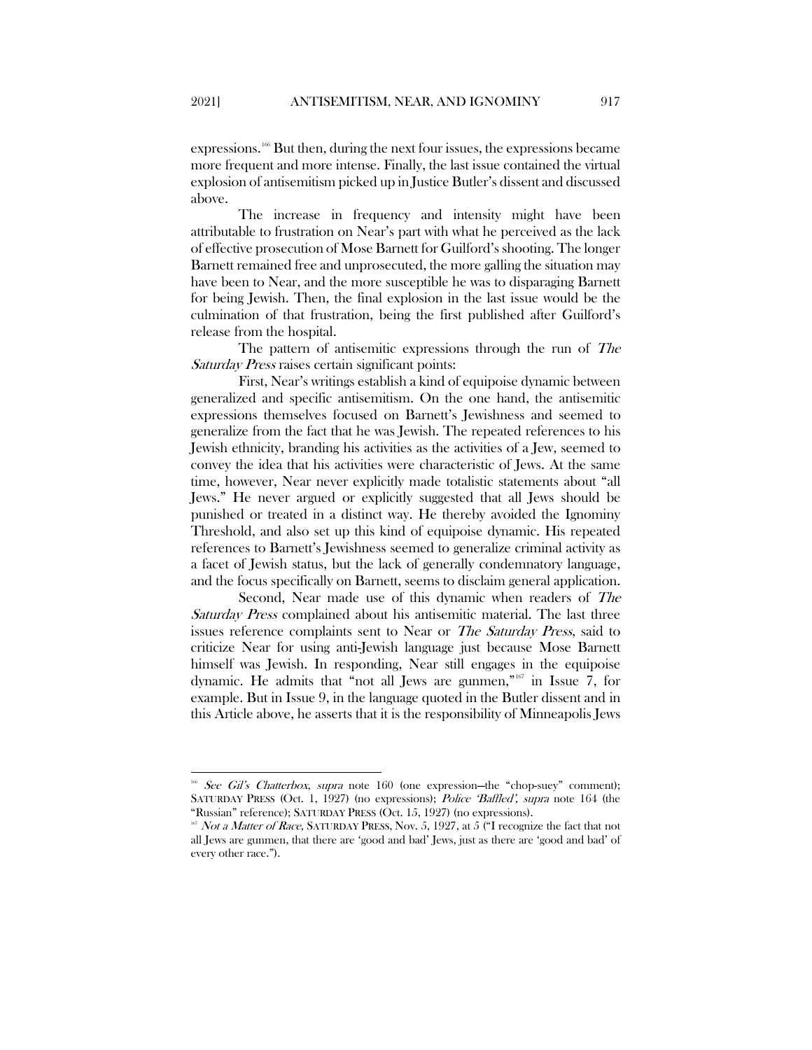expressions.[166] But then, during the next four issues, the expressions became more frequent and more intense. Finally, the last issue contained the virtual explosion of antisemitism picked up in Justice Butler's dissent and discussed above.

The increase in frequency and intensity might have been attributable to frustration on Near's part with what he perceived as the lack of effective prosecution of Mose Barnett for Guilford's shooting. The longer Barnett remained free and unprosecuted, the more galling the situation may have been to Near, and the more susceptible he was to disparaging Barnett for being Jewish. Then, the final explosion in the last issue would be the culmination of that frustration, being the first published after Guilford's release from the hospital.

The pattern of antisemitic expressions through the run of *The Saturday Press* raises certain significant points:

First, Near's writings establish a kind of equipoise dynamic between generalized and specific antisemitism. On the one hand, the antisemitic expressions themselves focused on Barnett's Jewishness and seemed to generalize from the fact that he was Jewish. The repeated references to his Jewish ethnicity, branding his activities as the activities of a Jew, seemed to convey the idea that his activities were characteristic of Jews. At the same time, however, Near never explicitly made totalistic statements about "all Jews." He never argued or explicitly suggested that all Jews should be punished or treated in a distinct way. He thereby avoided the Ignominy Threshold, and also set up this kind of equipoise dynamic. His repeated references to Barnett's Jewishness seemed to generalize criminal activity as a facet of Jewish status, but the lack of generally condemnatory language, and the focus specifically on Barnett, seems to disclaim general application.

Second, Near made use of this dynamic when readers of *The Saturday Press* complained about his antisemitic material. The last three issues reference complaints sent to Near or *The Saturday Press*, said to criticize Near for using anti-Jewish language just because Mose Barnett himself was Jewish. In responding, Near still engages in the equipoise dynamic. He admits that "not all Jews are gunmen,"[167] in Issue 7, for example. But in Issue 9, in the language quoted in the Butler dissent and in this Article above, he asserts that it is the responsibility of Minneapolis Jews

---

[166] *See Gil's Chatterbox*, *supra* note 160 (one expression—the "chop-suey" comment); SATURDAY PRESS (Oct. 1, 1927) (no expressions); *Police 'Baffled'*, *supra* note 164 (the "Russian" reference); SATURDAY PRESS (Oct. 15, 1927) (no expressions).

[167] *Not a Matter of Race*, SATURDAY PRESS, Nov. 5, 1927, at 5 ("I recognize the fact that not all Jews are gunmen, that there are 'good and bad' Jews, just as there are 'good and bad' of every other race.").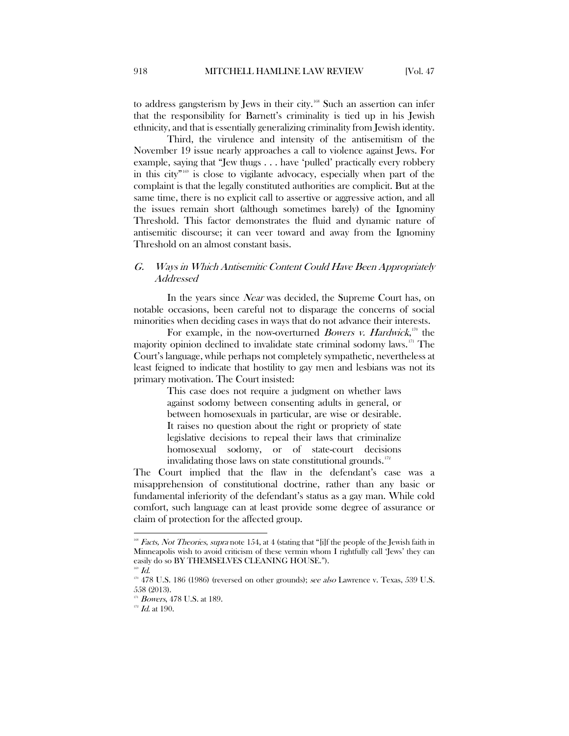to address gangsterism by Jews in their city.[168] Such an assertion can infer that the responsibility for Barnett's criminality is tied up in his Jewish ethnicity, and that is essentially generalizing criminality from Jewish identity.

Third, the virulence and intensity of the antisemitism of the November 19 issue nearly approaches a call to violence against Jews. For example, saying that "Jew thugs . . . have 'pulled' practically every robbery in this city"[169] is close to vigilante advocacy, especially when part of the complaint is that the legally constituted authorities are complicit. But at the same time, there is no explicit call to assertive or aggressive action, and all the issues remain short (although sometimes barely) of the Ignominy Threshold. This factor demonstrates the fluid and dynamic nature of antisemitic discourse; it can veer toward and away from the Ignominy Threshold on an almost constant basis.

### *G. Ways in Which Antisemitic Content Could Have Been Appropriately Addressed*

In the years since *Near* was decided, the Supreme Court has, on notable occasions, been careful not to disparage the concerns of social minorities when deciding cases in ways that do not advance their interests.

For example, in the now-overturned *Bowers v. Hardwick*,[170] the majority opinion declined to invalidate state criminal sodomy laws.[171] The Court's language, while perhaps not completely sympathetic, nevertheless at least feigned to indicate that hostility to gay men and lesbians was not its primary motivation. The Court insisted:

> This case does not require a judgment on whether laws against sodomy between consenting adults in general, or between homosexuals in particular, are wise or desirable. It raises no question about the right or propriety of state legislative decisions to repeal their laws that criminalize homosexual sodomy, or of state-court decisions invalidating those laws on state constitutional grounds.[172]

The Court implied that the flaw in the defendant's case was a misapprehension of constitutional doctrine, rather than any basic or fundamental inferiority of the defendant's status as a gay man. While cold comfort, such language can at least provide some degree of assurance or claim of protection for the affected group.

---

[168] *Facts, Not Theories*, *supra* note 154, at 4 (stating that "[i]f the people of the Jewish faith in Minneapolis wish to avoid criticism of these vermin whom I rightfully call 'Jews' they can easily do so BY THEMSELVES CLEANING HOUSE.").

[169] *Id.*

[170] 478 U.S. 186 (1986) (reversed on other grounds); *see also* Lawrence v. Texas, 539 U.S. 558 (2013).

[171] *Bowers*, 478 U.S. at 189.

[172] *Id.* at 190.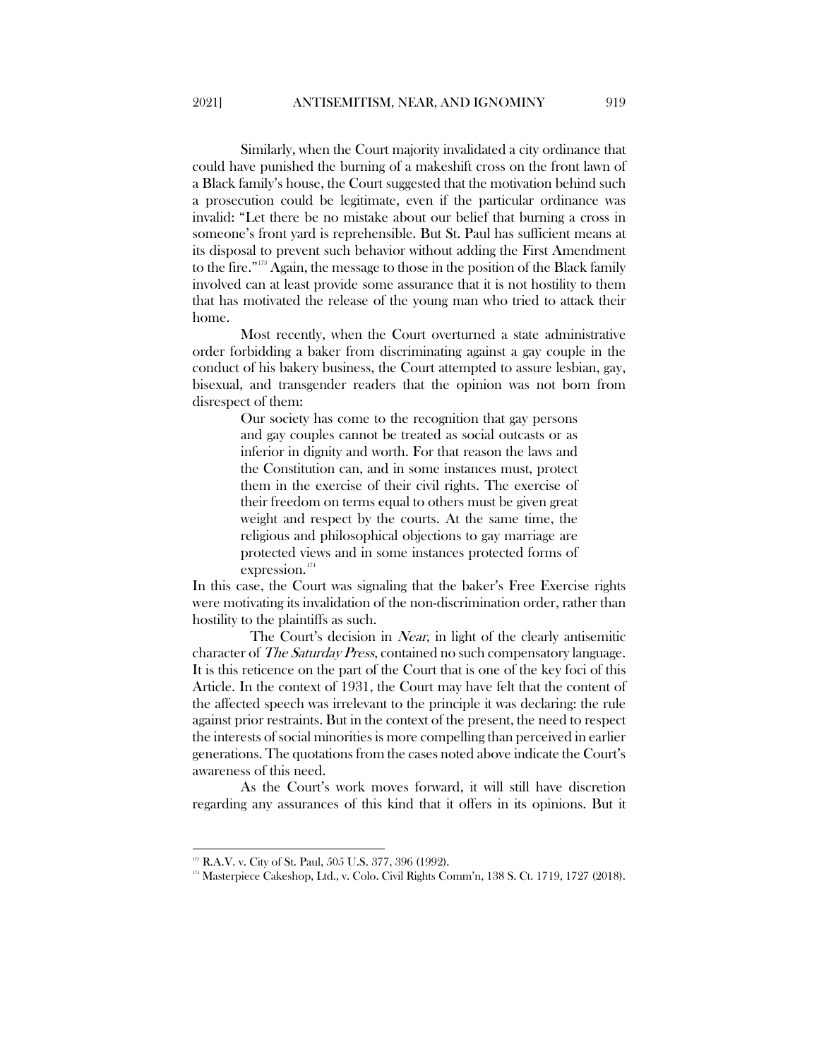Similarly, when the Court majority invalidated a city ordinance that could have punished the burning of a makeshift cross on the front lawn of a Black family's house, the Court suggested that the motivation behind such a prosecution could be legitimate, even if the particular ordinance was invalid: "Let there be no mistake about our belief that burning a cross in someone's front yard is reprehensible. But St. Paul has sufficient means at its disposal to prevent such behavior without adding the First Amendment to the fire."[173] Again, the message to those in the position of the Black family involved can at least provide some assurance that it is not hostility to them that has motivated the release of the young man who tried to attack their home.

Most recently, when the Court overturned a state administrative order forbidding a baker from discriminating against a gay couple in the conduct of his bakery business, the Court attempted to assure lesbian, gay, bisexual, and transgender readers that the opinion was not born from disrespect of them:

> Our society has come to the recognition that gay persons and gay couples cannot be treated as social outcasts or as inferior in dignity and worth. For that reason the laws and the Constitution can, and in some instances must, protect them in the exercise of their civil rights. The exercise of their freedom on terms equal to others must be given great weight and respect by the courts. At the same time, the religious and philosophical objections to gay marriage are protected views and in some instances protected forms of expression.[174]

In this case, the Court was signaling that the baker's Free Exercise rights were motivating its invalidation of the non-discrimination order, rather than hostility to the plaintiffs as such.

The Court's decision in *Near*, in light of the clearly antisemitic character of *The Saturday Press*, contained no such compensatory language. It is this reticence on the part of the Court that is one of the key foci of this Article. In the context of 1931, the Court may have felt that the content of the affected speech was irrelevant to the principle it was declaring: the rule against prior restraints. But in the context of the present, the need to respect the interests of social minorities is more compelling than perceived in earlier generations. The quotations from the cases noted above indicate the Court's awareness of this need.

As the Court's work moves forward, it will still have discretion regarding any assurances of this kind that it offers in its opinions. But it

---

[173] R.A.V. v. City of St. Paul, 505 U.S. 377, 396 (1992).

[174] Masterpiece Cakeshop, Ltd., v. Colo. Civil Rights Comm'n, 138 S. Ct. 1719, 1727 (2018).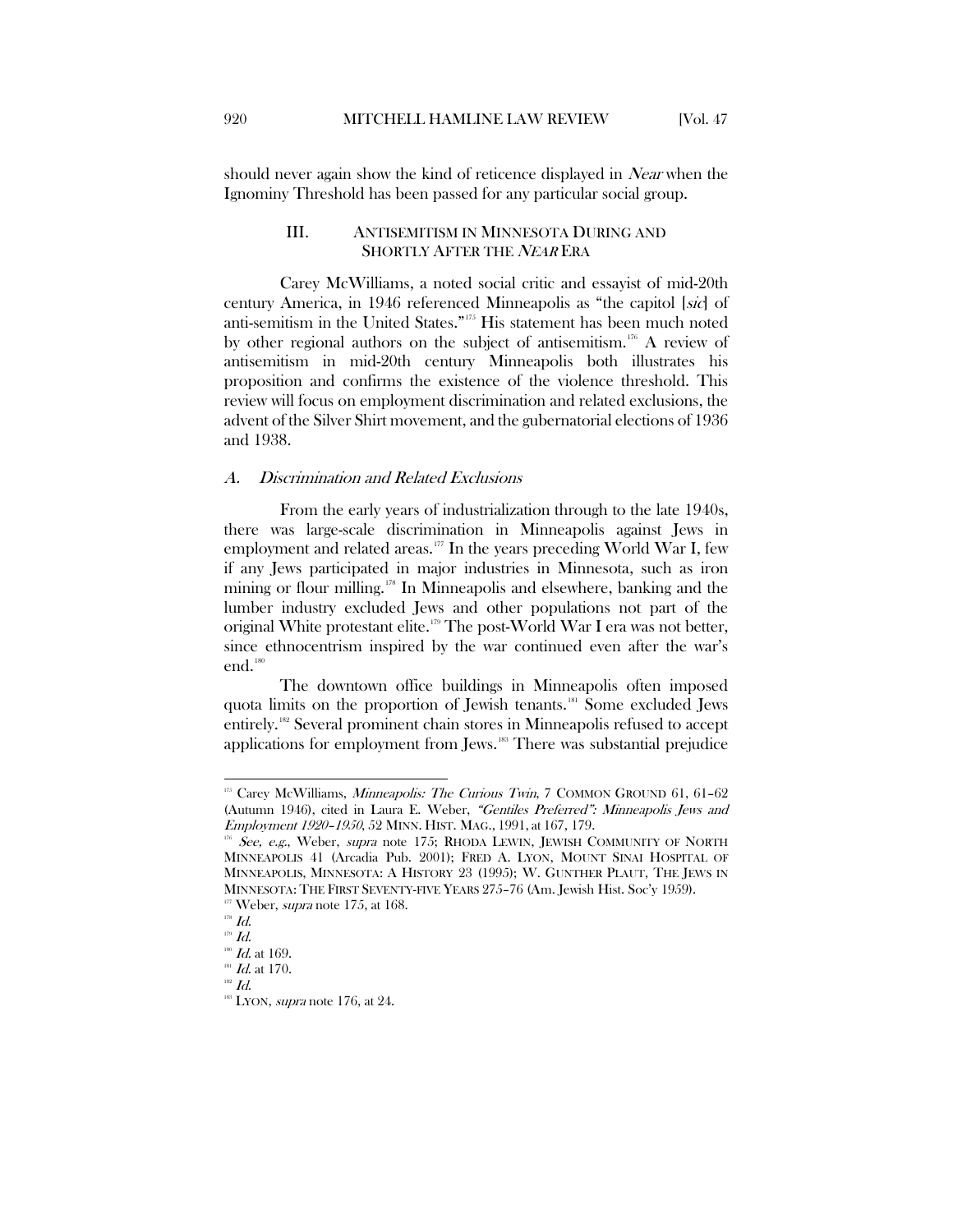should never again show the kind of reticence displayed in *Near* when the Ignominy Threshold has been passed for any particular social group.

## III. ANTISEMITISM IN MINNESOTA DURING AND SHORTLY AFTER THE *NEAR* ERA

Carey McWilliams, a noted social critic and essayist of mid-20th century America, in 1946 referenced Minneapolis as "the capitol [*sic*] of anti-semitism in the United States."[175] His statement has been much noted by other regional authors on the subject of antisemitism.[176] A review of antisemitism in mid-20th century Minneapolis both illustrates his proposition and confirms the existence of the violence threshold. This review will focus on employment discrimination and related exclusions, the advent of the Silver Shirt movement, and the gubernatorial elections of 1936 and 1938.

### *A. Discrimination and Related Exclusions*

From the early years of industrialization through to the late 1940s, there was large-scale discrimination in Minneapolis against Jews in employment and related areas.[177] In the years preceding World War I, few if any Jews participated in major industries in Minnesota, such as iron mining or flour milling.[178] In Minneapolis and elsewhere, banking and the lumber industry excluded Jews and other populations not part of the original White protestant elite.[179] The post-World War I era was not better, since ethnocentrism inspired by the war continued even after the war's end.[180]

The downtown office buildings in Minneapolis often imposed quota limits on the proportion of Jewish tenants.[181] Some excluded Jews entirely.[182] Several prominent chain stores in Minneapolis refused to accept applications for employment from Jews.[183] There was substantial prejudice

---

[175] Carey McWilliams, *Minneapolis: The Curious Twin*, 7 COMMON GROUND 61, 61–62 (Autumn 1946), cited in Laura E. Weber, *"Gentiles Preferred": Minneapolis Jews and Employment 1920–1950*, 52 MINN. HIST. MAG., 1991, at 167, 179.

[176] *See, e.g.*, Weber, *supra* note 175; RHODA LEWIN, JEWISH COMMUNITY OF NORTH MINNEAPOLIS 41 (Arcadia Pub. 2001); FRED A. LYON, MOUNT SINAI HOSPITAL OF MINNEAPOLIS, MINNESOTA: A HISTORY 23 (1995); W. GUNTHER PLAUT, THE JEWS IN MINNESOTA: THE FIRST SEVENTY-FIVE YEARS 275–76 (Am. Jewish Hist. Soc'y 1959).

[177] Weber, *supra* note 175, at 168.

[178] *Id.*

[179] *Id.*

[180] *Id.* at 169.

[181] *Id.* at 170.

[182] *Id.*

[183] LYON, *supra* note 176, at 24.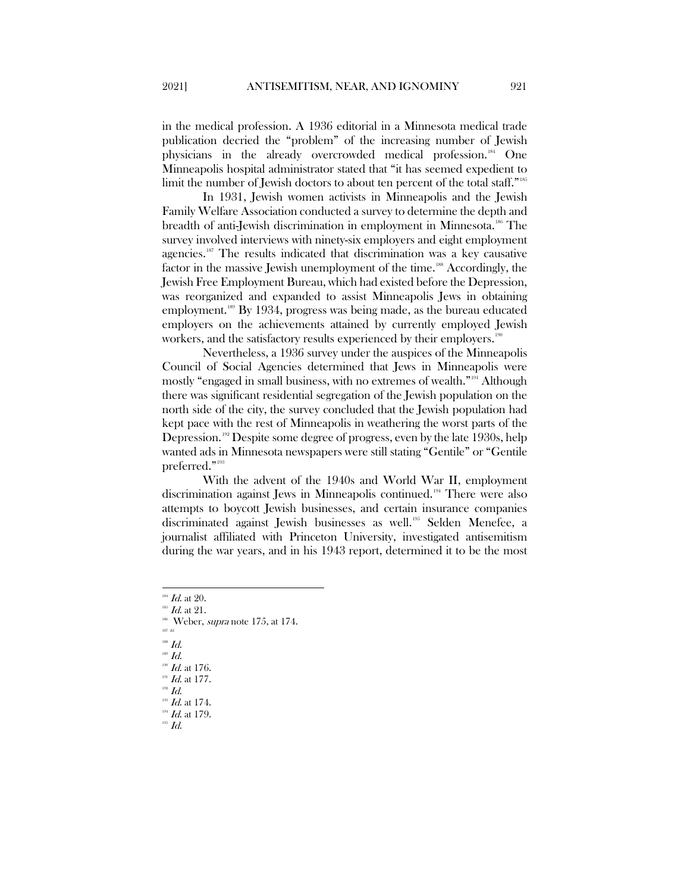in the medical profession. A 1936 editorial in a Minnesota medical trade publication decried the "problem" of the increasing number of Jewish physicians in the already overcrowded medical profession.[184] One Minneapolis hospital administrator stated that "it has seemed expedient to limit the number of Jewish doctors to about ten percent of the total staff."[185]

In 1931, Jewish women activists in Minneapolis and the Jewish Family Welfare Association conducted a survey to determine the depth and breadth of anti-Jewish discrimination in employment in Minnesota.[186] The survey involved interviews with ninety-six employers and eight employment agencies.[187] The results indicated that discrimination was a key causative factor in the massive Jewish unemployment of the time.[188] Accordingly, the Jewish Free Employment Bureau, which had existed before the Depression, was reorganized and expanded to assist Minneapolis Jews in obtaining employment.[189] By 1934, progress was being made, as the bureau educated employers on the achievements attained by currently employed Jewish workers, and the satisfactory results experienced by their employers.[190]

Nevertheless, a 1936 survey under the auspices of the Minneapolis Council of Social Agencies determined that Jews in Minneapolis were mostly "engaged in small business, with no extremes of wealth."[191] Although there was significant residential segregation of the Jewish population on the north side of the city, the survey concluded that the Jewish population had kept pace with the rest of Minneapolis in weathering the worst parts of the Depression.[192] Despite some degree of progress, even by the late 1930s, help wanted ads in Minnesota newspapers were still stating "Gentile" or "Gentile preferred."[193]

With the advent of the 1940s and World War II, employment discrimination against Jews in Minneapolis continued.[194] There were also attempts to boycott Jewish businesses, and certain insurance companies discriminated against Jewish businesses as well.[195] Selden Menefee, a journalist affiliated with Princeton University, investigated antisemitism during the war years, and in his 1943 report, determined it to be the most

---

[184] *Id.* at 20.

[185] *Id.* at 21.

[186] Weber, *supra* note 175, at 174.

[187] *Id.*

[188] *Id.*

[189] *Id.*

[190] *Id.* at 176.

[191] *Id.* at 177.

[192] *Id.*

[193] *Id.* at 174.

[194] *Id.* at 179.

[195] *Id.*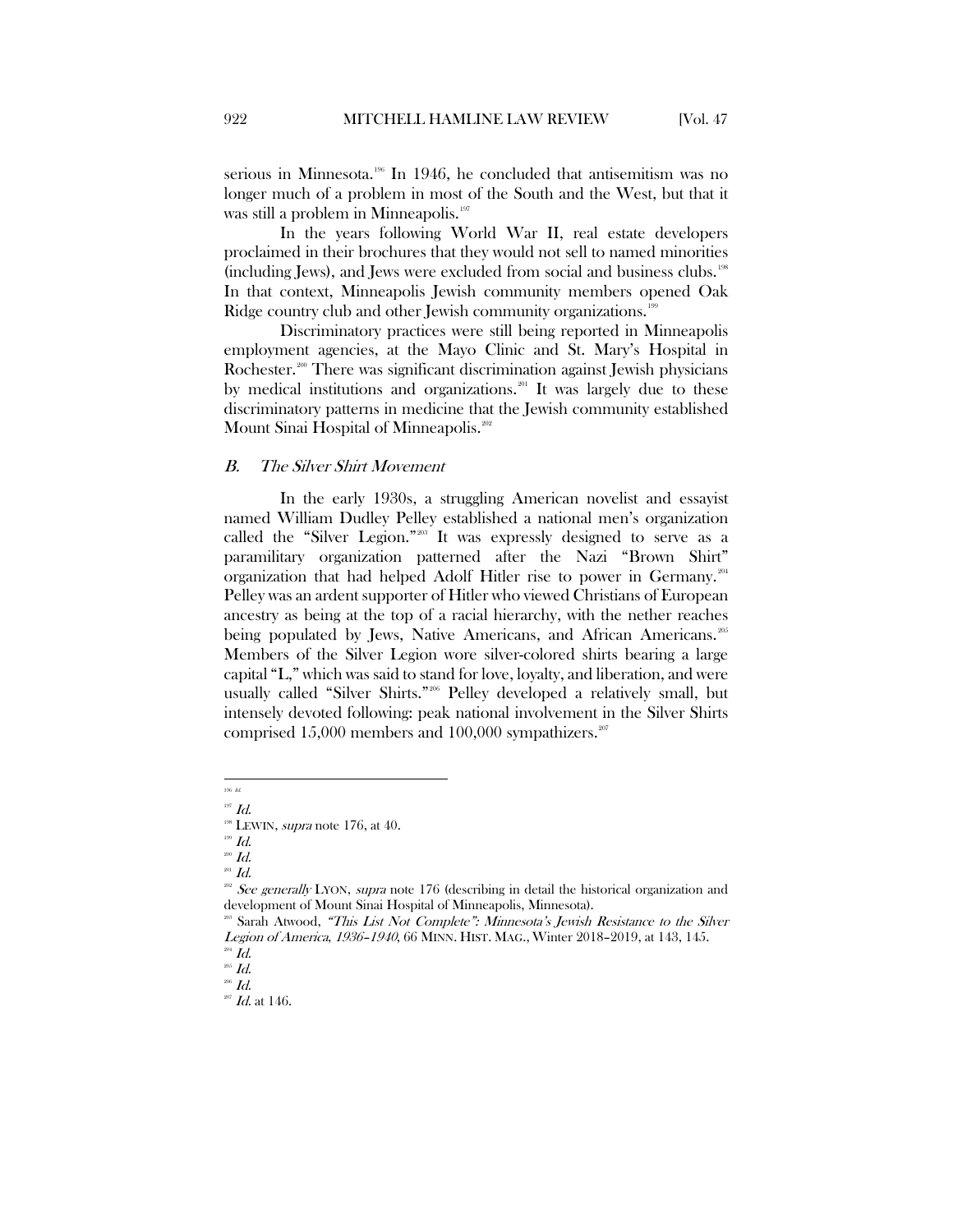serious in Minnesota.[196] In 1946, he concluded that antisemitism was no longer much of a problem in most of the South and the West, but that it was still a problem in Minneapolis.[197]

In the years following World War II, real estate developers proclaimed in their brochures that they would not sell to named minorities (including Jews), and Jews were excluded from social and business clubs.[198] In that context, Minneapolis Jewish community members opened Oak Ridge country club and other Jewish community organizations.[199]

Discriminatory practices were still being reported in Minneapolis employment agencies, at the Mayo Clinic and St. Mary's Hospital in Rochester.[200] There was significant discrimination against Jewish physicians by medical institutions and organizations.[201] It was largely due to these discriminatory patterns in medicine that the Jewish community established Mount Sinai Hospital of Minneapolis.[202]

### *B. The Silver Shirt Movement*

In the early 1930s, a struggling American novelist and essayist named William Dudley Pelley established a national men's organization called the "Silver Legion."[203] It was expressly designed to serve as a paramilitary organization patterned after the Nazi "Brown Shirt" organization that had helped Adolf Hitler rise to power in Germany.[204] Pelley was an ardent supporter of Hitler who viewed Christians of European ancestry as being at the top of a racial hierarchy, with the nether reaches being populated by Jews, Native Americans, and African Americans.[205] Members of the Silver Legion wore silver-colored shirts bearing a large capital "L," which was said to stand for love, loyalty, and liberation, and were usually called "Silver Shirts."[206] Pelley developed a relatively small, but intensely devoted following: peak national involvement in the Silver Shirts comprised 15,000 members and 100,000 sympathizers.[207]

---

[196] *Id.*

[197] *Id.*

[198] LEWIN, *supra* note 176, at 40.

[199] *Id.*

[200] *Id.*

[201] *Id.*

[202] *See generally* LYON, *supra* note 176 (describing in detail the historical organization and development of Mount Sinai Hospital of Minneapolis, Minnesota).

[203] Sarah Atwood, *"This List Not Complete": Minnesota's Jewish Resistance to the Silver Legion of America, 1936–1940*, 66 MINN. HIST. MAG., Winter 2018–2019, at 143, 145.

[204] *Id.*

[205] *Id.*

[206] *Id.*

[207] *Id.* at 146.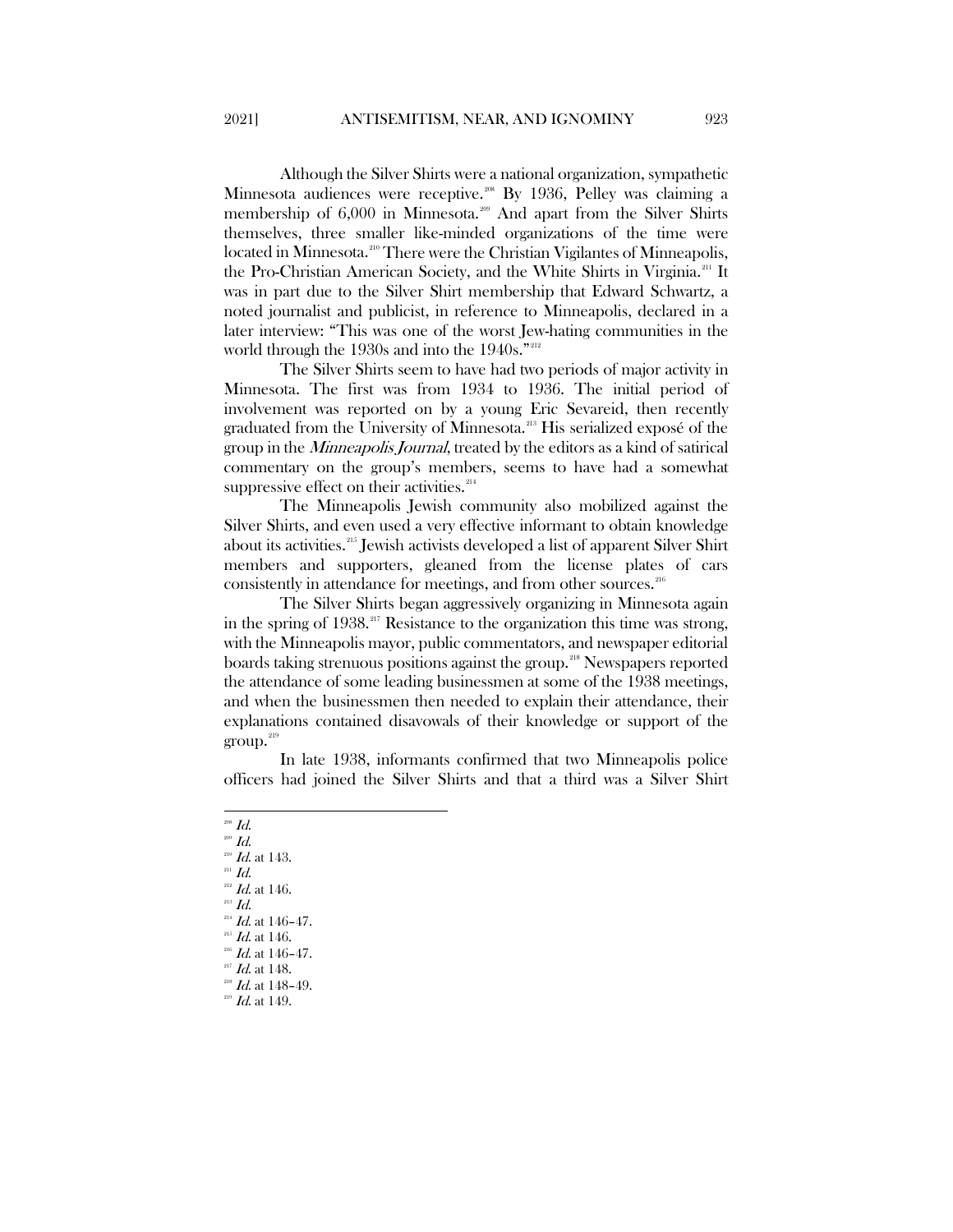Although the Silver Shirts were a national organization, sympathetic Minnesota audiences were receptive.[208] By 1936, Pelley was claiming a membership of 6,000 in Minnesota.[209] And apart from the Silver Shirts themselves, three smaller like-minded organizations of the time were located in Minnesota.[210] There were the Christian Vigilantes of Minneapolis, the Pro-Christian American Society, and the White Shirts in Virginia.[211] It was in part due to the Silver Shirt membership that Edward Schwartz, a noted journalist and publicist, in reference to Minneapolis, declared in a later interview: "This was one of the worst Jew-hating communities in the world through the 1930s and into the 1940s."[212]

The Silver Shirts seem to have had two periods of major activity in Minnesota. The first was from 1934 to 1936. The initial period of involvement was reported on by a young Eric Sevareid, then recently graduated from the University of Minnesota.[213] His serialized exposé of the group in the *Minneapolis Journal*, treated by the editors as a kind of satirical commentary on the group's members, seems to have had a somewhat suppressive effect on their activities.[214]

The Minneapolis Jewish community also mobilized against the Silver Shirts, and even used a very effective informant to obtain knowledge about its activities.[215] Jewish activists developed a list of apparent Silver Shirt members and supporters, gleaned from the license plates of cars consistently in attendance for meetings, and from other sources.[216]

The Silver Shirts began aggressively organizing in Minnesota again in the spring of 1938.[217] Resistance to the organization this time was strong, with the Minneapolis mayor, public commentators, and newspaper editorial boards taking strenuous positions against the group.[218] Newspapers reported the attendance of some leading businessmen at some of the 1938 meetings, and when the businessmen then needed to explain their attendance, their explanations contained disavowals of their knowledge or support of the group.[219]

In late 1938, informants confirmed that two Minneapolis police officers had joined the Silver Shirts and that a third was a Silver Shirt

---

[208] *Id.*
[209] *Id.*
[210] *Id.* at 143.
[211] *Id.*
[212] *Id.* at 146.
[213] *Id.*
[214] *Id.* at 146–47.
[215] *Id.* at 146.
[216] *Id.* at 146–47.
[217] *Id.* at 148.
[218] *Id.* at 148–49.
[219] *Id.* at 149.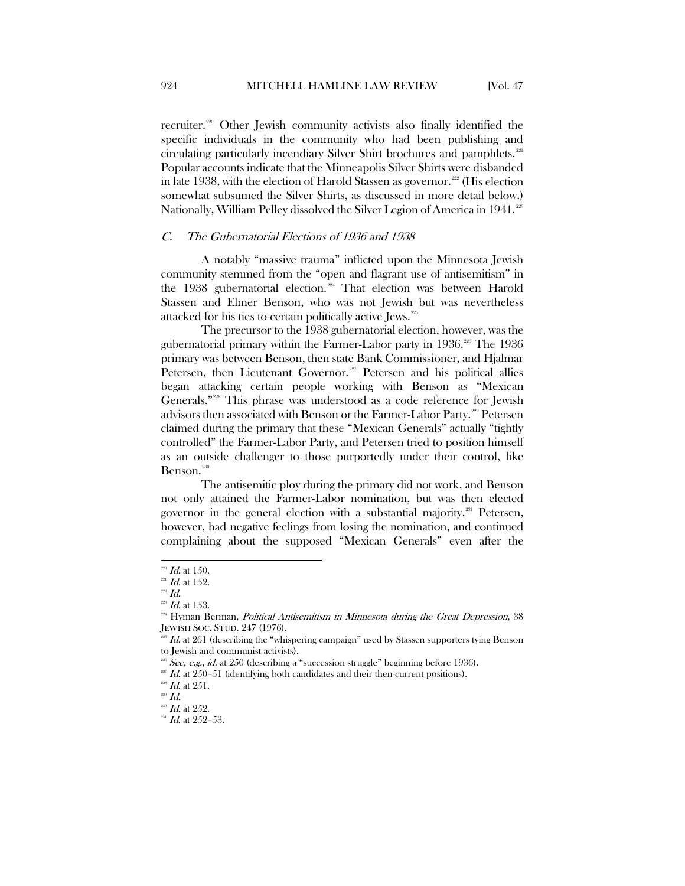recruiter.[220] Other Jewish community activists also finally identified the specific individuals in the community who had been publishing and circulating particularly incendiary Silver Shirt brochures and pamphlets.[221] Popular accounts indicate that the Minneapolis Silver Shirts were disbanded in late 1938, with the election of Harold Stassen as governor.[222] (His election somewhat subsumed the Silver Shirts, as discussed in more detail below.) Nationally, William Pelley dissolved the Silver Legion of America in 1941.[223]

### *C. The Gubernatorial Elections of 1936 and 1938*

A notably "massive trauma" inflicted upon the Minnesota Jewish community stemmed from the "open and flagrant use of antisemitism" in the 1938 gubernatorial election.[224] That election was between Harold Stassen and Elmer Benson, who was not Jewish but was nevertheless attacked for his ties to certain politically active Jews.[225]

The precursor to the 1938 gubernatorial election, however, was the gubernatorial primary within the Farmer-Labor party in 1936.[226] The 1936 primary was between Benson, then state Bank Commissioner, and Hjalmar Petersen, then Lieutenant Governor.[227] Petersen and his political allies began attacking certain people working with Benson as "Mexican Generals."[228] This phrase was understood as a code reference for Jewish advisors then associated with Benson or the Farmer-Labor Party.[229] Petersen claimed during the primary that these "Mexican Generals" actually "tightly controlled" the Farmer-Labor Party, and Petersen tried to position himself as an outside challenger to those purportedly under their control, like Benson.[230]

The antisemitic ploy during the primary did not work, and Benson not only attained the Farmer-Labor nomination, but was then elected governor in the general election with a substantial majority.[231] Petersen, however, had negative feelings from losing the nomination, and continued complaining about the supposed "Mexican Generals" even after the

---

[220] *Id.* at 150.

[221] *Id.* at 152.

[222] *Id.*

[223] *Id.* at 153.

[224] Hyman Berman, *Political Antisemitism in Minnesota during the Great Depression*, 38 JEWISH SOC. STUD. 247 (1976).

[225] *Id.* at 261 (describing the "whispering campaign" used by Stassen supporters tying Benson to Jewish and communist activists).

[226] *See, e.g.*, *id.* at 250 (describing a "succession struggle" beginning before 1936).

[227] *Id.* at 250–51 (identifying both candidates and their then-current positions).

[228] *Id.* at 251.

[229] *Id.*

[230] *Id.* at 252.

[231] *Id.* at 252–53.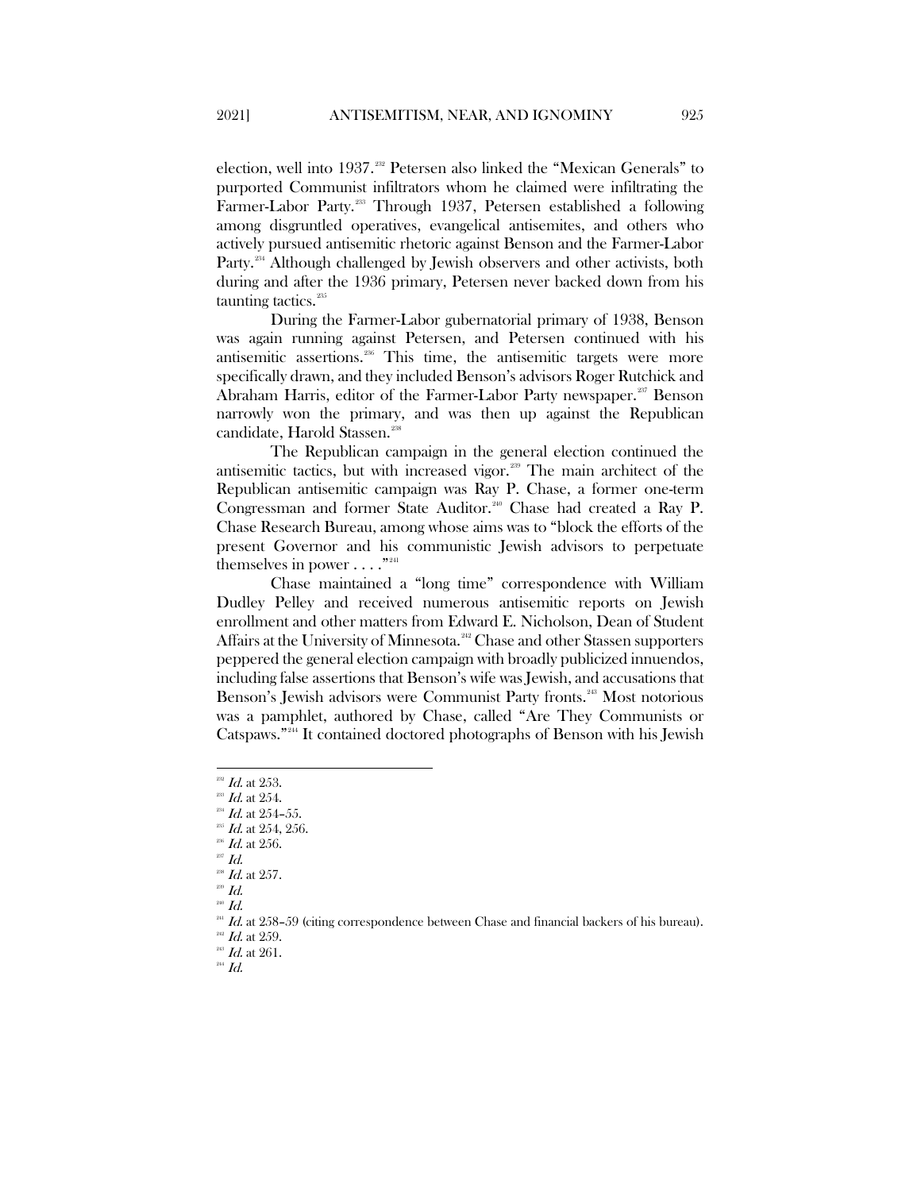election, well into 1937.[232] Petersen also linked the "Mexican Generals" to purported Communist infiltrators whom he claimed were infiltrating the Farmer-Labor Party.[233] Through 1937, Petersen established a following among disgruntled operatives, evangelical antisemites, and others who actively pursued antisemitic rhetoric against Benson and the Farmer-Labor Party.[234] Although challenged by Jewish observers and other activists, both during and after the 1936 primary, Petersen never backed down from his taunting tactics.[235]

During the Farmer-Labor gubernatorial primary of 1938, Benson was again running against Petersen, and Petersen continued with his antisemitic assertions.[236] This time, the antisemitic targets were more specifically drawn, and they included Benson's advisors Roger Rutchick and Abraham Harris, editor of the Farmer-Labor Party newspaper.[237] Benson narrowly won the primary, and was then up against the Republican candidate, Harold Stassen.[238]

The Republican campaign in the general election continued the antisemitic tactics, but with increased vigor.[239] The main architect of the Republican antisemitic campaign was Ray P. Chase, a former one-term Congressman and former State Auditor.[240] Chase had created a Ray P. Chase Research Bureau, among whose aims was to "block the efforts of the present Governor and his communistic Jewish advisors to perpetuate themselves in power . . . ."[241]

Chase maintained a "long time" correspondence with William Dudley Pelley and received numerous antisemitic reports on Jewish enrollment and other matters from Edward E. Nicholson, Dean of Student Affairs at the University of Minnesota.[242] Chase and other Stassen supporters peppered the general election campaign with broadly publicized innuendos, including false assertions that Benson's wife was Jewish, and accusations that Benson's Jewish advisors were Communist Party fronts.[243] Most notorious was a pamphlet, authored by Chase, called "Are They Communists or Catspaws."[244] It contained doctored photographs of Benson with his Jewish

---

[232] *Id.* at 253.
[233] *Id.* at 254.
[234] *Id.* at 254–55.
[235] *Id.* at 254, 256.
[236] *Id.* at 256.
[237] *Id.*
[238] *Id.* at 257.
[239] *Id.*
[240] *Id.*
[241] *Id.* at 258–59 (citing correspondence between Chase and financial backers of his bureau).
[242] *Id.* at 259.
[243] *Id.* at 261.
[244] *Id.*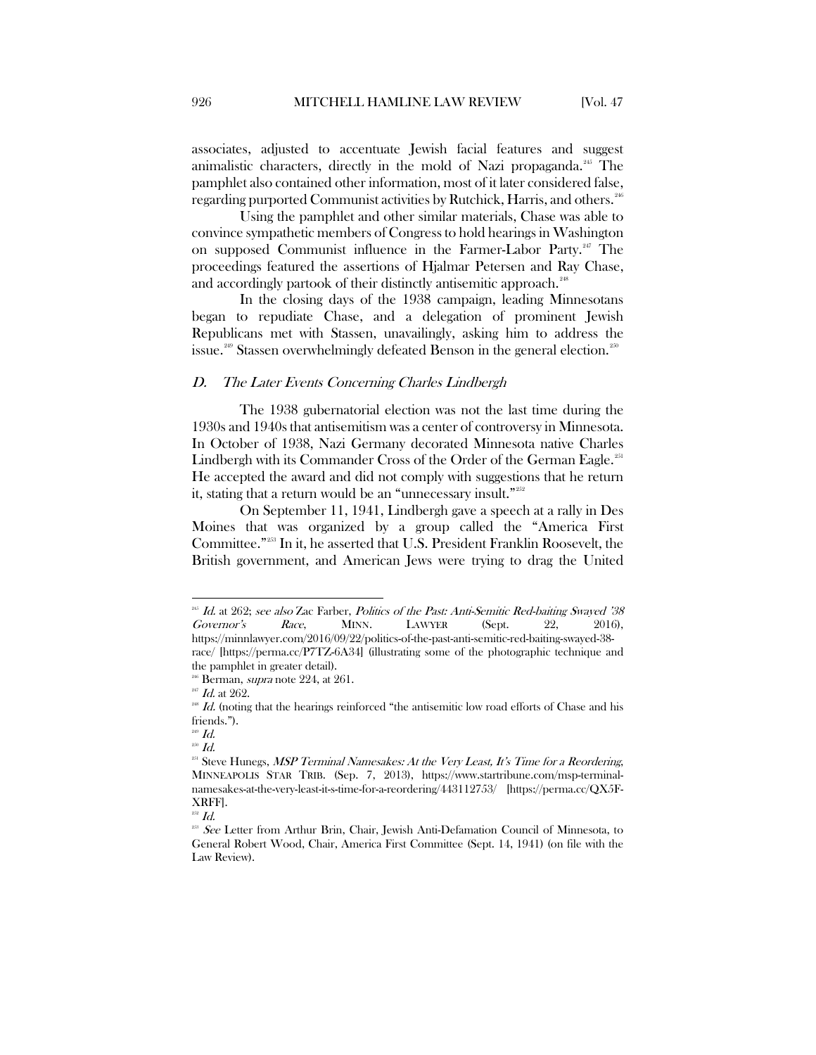associates, adjusted to accentuate Jewish facial features and suggest animalistic characters, directly in the mold of Nazi propaganda.[245] The pamphlet also contained other information, most of it later considered false, regarding purported Communist activities by Rutchick, Harris, and others.[246]

Using the pamphlet and other similar materials, Chase was able to convince sympathetic members of Congress to hold hearings in Washington on supposed Communist influence in the Farmer-Labor Party.[247] The proceedings featured the assertions of Hjalmar Petersen and Ray Chase, and accordingly partook of their distinctly antisemitic approach.[248]

In the closing days of the 1938 campaign, leading Minnesotans began to repudiate Chase, and a delegation of prominent Jewish Republicans met with Stassen, unavailingly, asking him to address the issue.[249] Stassen overwhelmingly defeated Benson in the general election.[250]

### *D. The Later Events Concerning Charles Lindbergh*

The 1938 gubernatorial election was not the last time during the 1930s and 1940s that antisemitism was a center of controversy in Minnesota. In October of 1938, Nazi Germany decorated Minnesota native Charles Lindbergh with its Commander Cross of the Order of the German Eagle.[251] He accepted the award and did not comply with suggestions that he return it, stating that a return would be an "unnecessary insult."[252]

On September 11, 1941, Lindbergh gave a speech at a rally in Des Moines that was organized by a group called the "America First Committee."[253] In it, he asserted that U.S. President Franklin Roosevelt, the British government, and American Jews were trying to drag the United

---

[245] *Id.* at 262; *see also* Zac Farber, *Politics of the Past: Anti-Semitic Red-baiting Swayed '38 Governor's Race*, MINN. LAWYER (Sept. 22, 2016), https://minnlawyer.com/2016/09/22/politics-of-the-past-anti-semitic-red-baiting-swayed-38-race/ [https://perma.cc/P7TZ-6A34] (illustrating some of the photographic technique and the pamphlet in greater detail).

[246] Berman, *supra* note 224, at 261.

[247] *Id.* at 262.

[248] *Id.* (noting that the hearings reinforced "the antisemitic low road efforts of Chase and his friends.").

[249] *Id.*

[250] *Id.*

[251] Steve Hunegs, *MSP Terminal Namesakes: At the Very Least, It's Time for a Reordering*, MINNEAPOLIS STAR TRIB. (Sep. 7, 2013), https://www.startribune.com/msp-terminal-namesakes-at-the-very-least-it-s-time-for-a-reordering/443112753/ [https://perma.cc/QX5F-XRFF].

[252] *Id.*

[253] *See* Letter from Arthur Brin, Chair, Jewish Anti-Defamation Council of Minnesota, to General Robert Wood, Chair, America First Committee (Sept. 14, 1941) (on file with the Law Review).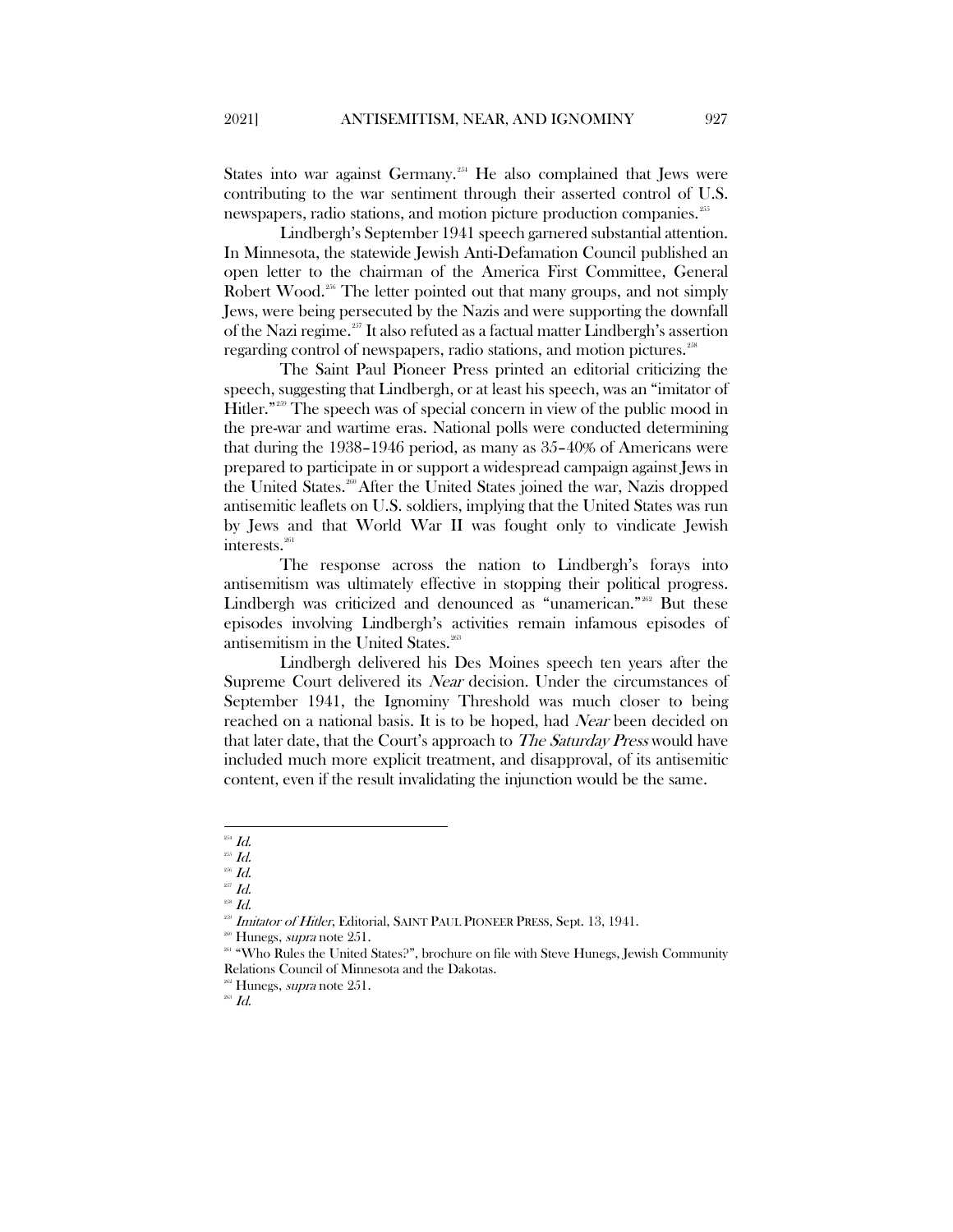States into war against Germany.[254] He also complained that Jews were contributing to the war sentiment through their asserted control of U.S. newspapers, radio stations, and motion picture production companies.[255]

Lindbergh's September 1941 speech garnered substantial attention. In Minnesota, the statewide Jewish Anti-Defamation Council published an open letter to the chairman of the America First Committee, General Robert Wood.[256] The letter pointed out that many groups, and not simply Jews, were being persecuted by the Nazis and were supporting the downfall of the Nazi regime.[257] It also refuted as a factual matter Lindbergh's assertion regarding control of newspapers, radio stations, and motion pictures.[258]

The Saint Paul Pioneer Press printed an editorial criticizing the speech, suggesting that Lindbergh, or at least his speech, was an "imitator of Hitler."[259] The speech was of special concern in view of the public mood in the pre-war and wartime eras. National polls were conducted determining that during the 1938–1946 period, as many as 35–40% of Americans were prepared to participate in or support a widespread campaign against Jews in the United States.[260] After the United States joined the war, Nazis dropped antisemitic leaflets on U.S. soldiers, implying that the United States was run by Jews and that World War II was fought only to vindicate Jewish interests.[261]

The response across the nation to Lindbergh's forays into antisemitism was ultimately effective in stopping their political progress. Lindbergh was criticized and denounced as "unamerican."[262] But these episodes involving Lindbergh's activities remain infamous episodes of antisemitism in the United States.[263]

Lindbergh delivered his Des Moines speech ten years after the Supreme Court delivered its *Near* decision. Under the circumstances of September 1941, the Ignominy Threshold was much closer to being reached on a national basis. It is to be hoped, had *Near* been decided on that later date, that the Court's approach to *The Saturday Press* would have included much more explicit treatment, and disapproval, of its antisemitic content, even if the result invalidating the injunction would be the same.

---

[254] *Id.*

[255] *Id.*

[256] *Id.*

[257] *Id.*

[258] *Id.*

[259] *Imitator of Hitler*, Editorial, SAINT PAUL PIONEER PRESS, Sept. 13, 1941.

[260] Hunegs, *supra* note 251.

[261] "Who Rules the United States?", brochure on file with Steve Hunegs, Jewish Community Relations Council of Minnesota and the Dakotas.

[262] Hunegs, *supra* note 251.

[263] *Id.*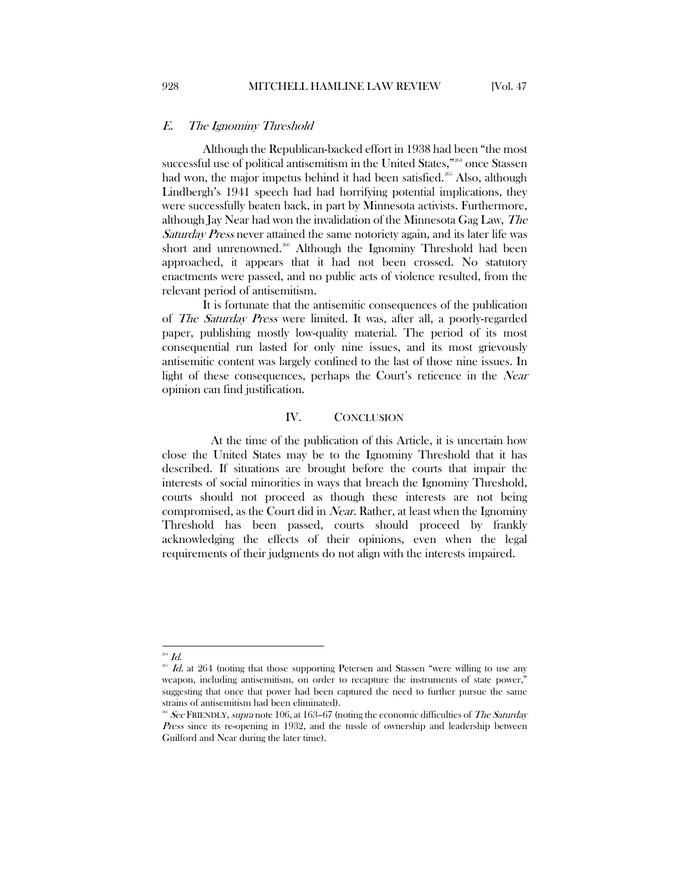### *E. The Ignominy Threshold*

Although the Republican-backed effort in 1938 had been "the most successful use of political antisemitism in the United States,"[264] once Stassen had won, the major impetus behind it had been satisfied.[265] Also, although Lindbergh's 1941 speech had had horrifying potential implications, they were successfully beaten back, in part by Minnesota activists. Furthermore, although Jay Near had won the invalidation of the Minnesota Gag Law, *The Saturday Press* never attained the same notoriety again, and its later life was short and unrenowned.[266] Although the Ignominy Threshold had been approached, it appears that it had not been crossed. No statutory enactments were passed, and no public acts of violence resulted, from the relevant period of antisemitism.

It is fortunate that the antisemitic consequences of the publication of *The Saturday Press* were limited. It was, after all, a poorly-regarded paper, publishing mostly low-quality material. The period of its most consequential run lasted for only nine issues, and its most grievously antisemitic content was largely confined to the last of those nine issues. In light of these consequences, perhaps the Court's reticence in the *Near* opinion can find justification.

## IV. CONCLUSION

At the time of the publication of this Article, it is uncertain how close the United States may be to the Ignominy Threshold that it has described. If situations are brought before the courts that impair the interests of social minorities in ways that breach the Ignominy Threshold, courts should not proceed as though these interests are not being compromised, as the Court did in *Near*. Rather, at least when the Ignominy Threshold has been passed, courts should proceed by frankly acknowledging the effects of their opinions, even when the legal requirements of their judgments do not align with the interests impaired.

---

[264] *Id.*

[265] *Id.* at 264 (noting that those supporting Petersen and Stassen "were willing to use any weapon, including antisemitism, on order to recapture the instruments of state power," suggesting that once that power had been captured the need to further pursue the same strains of antisemitism had been eliminated).

[266] *See* FRIENDLY, *supra* note 106, at 163–67 (noting the economic difficulties of *The Saturday Press* since its re-opening in 1932, and the tussle of ownership and leadership between Guilford and Near during the later time).